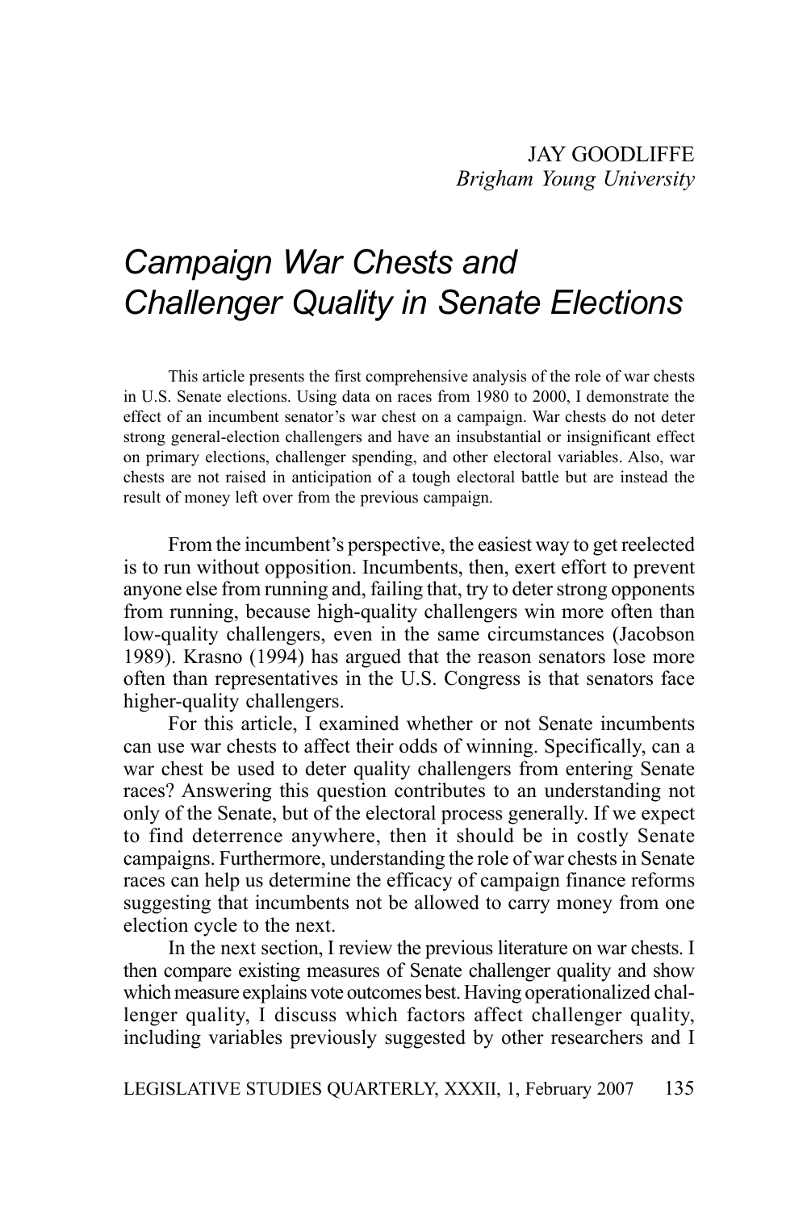JAY GOODLIFFE
*Brigham Young University*

# Campaign War Chests and Challenger Quality in Senate Elections

This article presents the first comprehensive analysis of the role of war chests in U.S. Senate elections. Using data on races from 1980 to 2000, I demonstrate the effect of an incumbent senator's war chest on a campaign. War chests do not deter strong general-election challengers and have an insubstantial or insignificant effect on primary elections, challenger spending, and other electoral variables. Also, war chests are not raised in anticipation of a tough electoral battle but are instead the result of money left over from the previous campaign.

From the incumbent's perspective, the easiest way to get reelected is to run without opposition. Incumbents, then, exert effort to prevent anyone else from running and, failing that, try to deter strong opponents from running, because high-quality challengers win more often than low-quality challengers, even in the same circumstances (Jacobson 1989). Krasno (1994) has argued that the reason senators lose more often than representatives in the U.S. Congress is that senators face higher-quality challengers.

For this article, I examined whether or not Senate incumbents can use war chests to affect their odds of winning. Specifically, can a war chest be used to deter quality challengers from entering Senate races? Answering this question contributes to an understanding not only of the Senate, but of the electoral process generally. If we expect to find deterrence anywhere, then it should be in costly Senate campaigns. Furthermore, understanding the role of war chests in Senate races can help us determine the efficacy of campaign finance reforms suggesting that incumbents not be allowed to carry money from one election cycle to the next.

In the next section, I review the previous literature on war chests. I then compare existing measures of Senate challenger quality and show which measure explains vote outcomes best. Having operationalized challenger quality, I discuss which factors affect challenger quality, including variables previously suggested by other researchers and I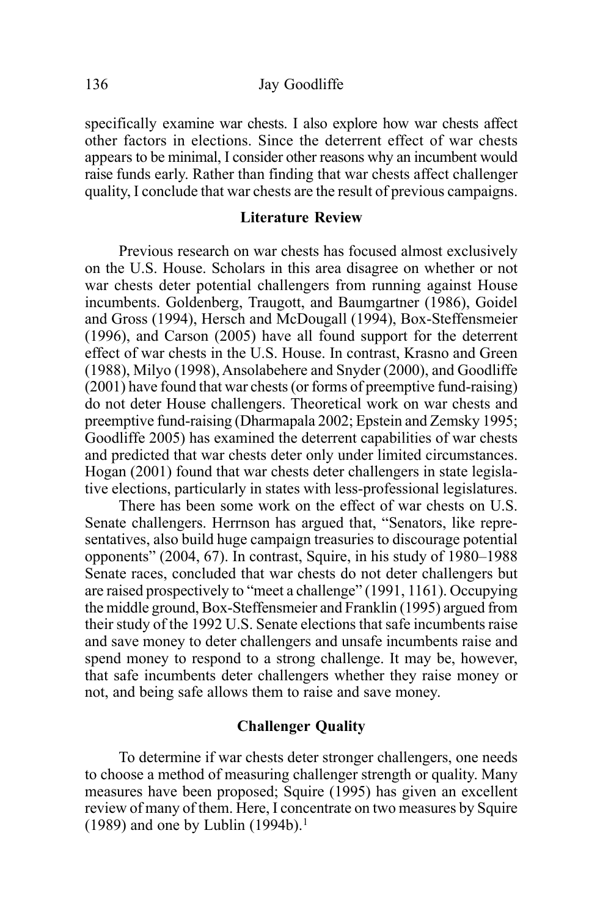specifically examine war chests. I also explore how war chests affect other factors in elections. Since the deterrent effect of war chests appears to be minimal, I consider other reasons why an incumbent would raise funds early. Rather than finding that war chests affect challenger quality, I conclude that war chests are the result of previous campaigns.

## Literature Review

Previous research on war chests has focused almost exclusively on the U.S. House. Scholars in this area disagree on whether or not war chests deter potential challengers from running against House incumbents. Goldenberg, Traugott, and Baumgartner (1986), Goidel and Gross (1994), Hersch and McDougall (1994), Box-Steffensmeier (1996), and Carson (2005) have all found support for the deterrent effect of war chests in the U.S. House. In contrast, Krasno and Green (1988), Milyo (1998), Ansolabehere and Snyder (2000), and Goodliffe (2001) have found that war chests (or forms of preemptive fund-raising) do not deter House challengers. Theoretical work on war chests and preemptive fund-raising (Dharmapala 2002; Epstein and Zemsky 1995; Goodliffe 2005) has examined the deterrent capabilities of war chests and predicted that war chests deter only under limited circumstances. Hogan (2001) found that war chests deter challengers in state legislative elections, particularly in states with less-professional legislatures.

There has been some work on the effect of war chests on U.S. Senate challengers. Herrnson has argued that, "Senators, like representatives, also build huge campaign treasuries to discourage potential opponents" (2004, 67). In contrast, Squire, in his study of 1980–1988 Senate races, concluded that war chests do not deter challengers but are raised prospectively to "meet a challenge" (1991, 1161). Occupying the middle ground, Box-Steffensmeier and Franklin (1995) argued from their study of the 1992 U.S. Senate elections that safe incumbents raise and save money to deter challengers and unsafe incumbents raise and spend money to respond to a strong challenge. It may be, however, that safe incumbents deter challengers whether they raise money or not, and being safe allows them to raise and save money.

## Challenger Quality

To determine if war chests deter stronger challengers, one needs to choose a method of measuring challenger strength or quality. Many measures have been proposed; Squire (1995) has given an excellent review of many of them. Here, I concentrate on two measures by Squire (1989) and one by Lublin (1994b).[1]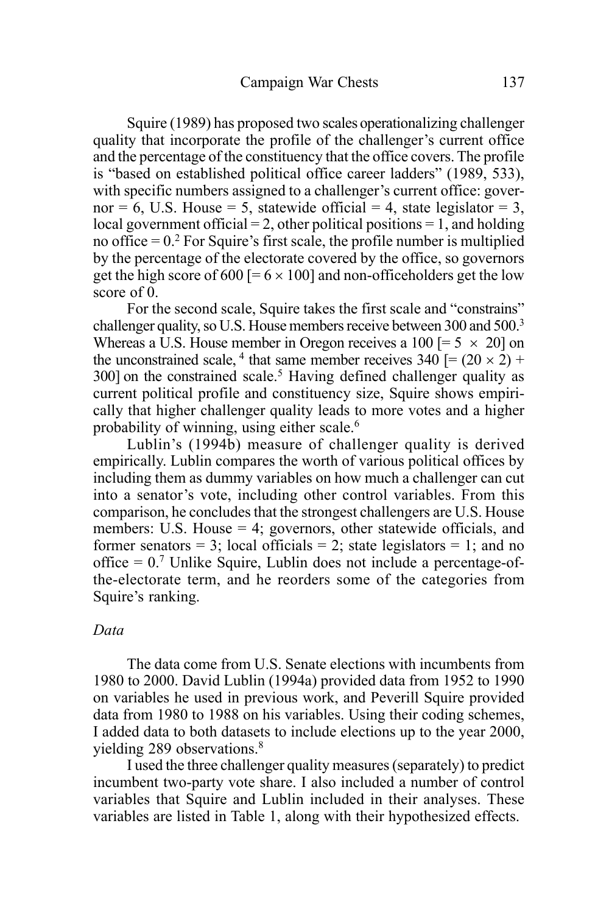Squire (1989) has proposed two scales operationalizing challenger quality that incorporate the profile of the challenger's current office and the percentage of the constituency that the office covers. The profile is "based on established political office career ladders" (1989, 533), with specific numbers assigned to a challenger's current office: governor = 6, U.S. House = 5, statewide official = 4, state legislator = 3, local government official = 2, other political positions = 1, and holding no office = 0.[2] For Squire's first scale, the profile number is multiplied by the percentage of the electorate covered by the office, so governors get the high score of 600 [= $6 \times 100$] and non-officeholders get the low score of 0.

For the second scale, Squire takes the first scale and "constrains" challenger quality, so U.S. House members receive between 300 and 500.[3] Whereas a U.S. House member in Oregon receives a 100 [= $5 \times 20$] on the unconstrained scale,[4] that same member receives 340 [= $(20 \times 2) + 300$] on the constrained scale.[5] Having defined challenger quality as current political profile and constituency size, Squire shows empirically that higher challenger quality leads to more votes and a higher probability of winning, using either scale.[6]

Lublin's (1994b) measure of challenger quality is derived empirically. Lublin compares the worth of various political offices by including them as dummy variables on how much a challenger can cut into a senator's vote, including other control variables. From this comparison, he concludes that the strongest challengers are U.S. House members: U.S. House = 4; governors, other statewide officials, and former senators = 3; local officials = 2; state legislators = 1; and no office = 0.[7] Unlike Squire, Lublin does not include a percentage-of-the-electorate term, and he reorders some of the categories from Squire's ranking.

### *Data*

The data come from U.S. Senate elections with incumbents from 1980 to 2000. David Lublin (1994a) provided data from 1952 to 1990 on variables he used in previous work, and Peverill Squire provided data from 1980 to 1988 on his variables. Using their coding schemes, I added data to both datasets to include elections up to the year 2000, yielding 289 observations.[8]

I used the three challenger quality measures (separately) to predict incumbent two-party vote share. I also included a number of control variables that Squire and Lublin included in their analyses. These variables are listed in Table 1, along with their hypothesized effects.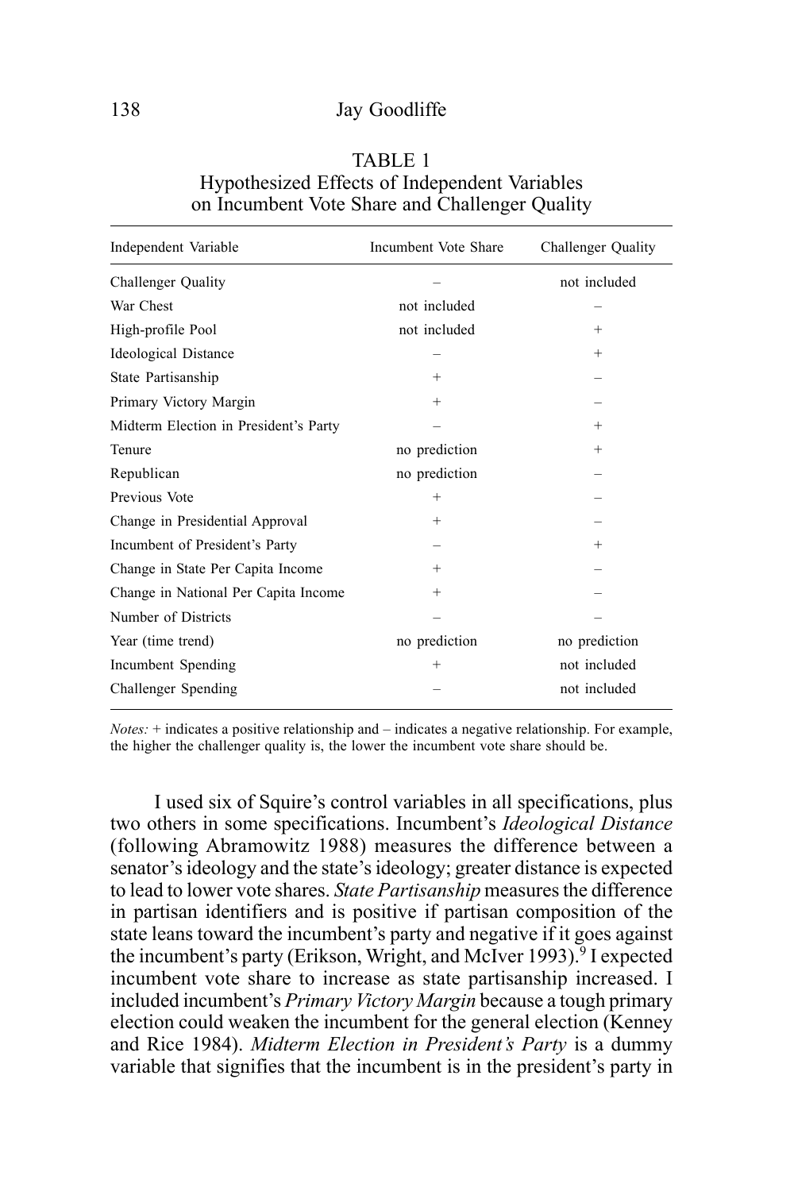TABLE 1
Hypothesized Effects of Independent Variables on Incumbent Vote Share and Challenger Quality

| Independent Variable | Incumbent Vote Share | Challenger Quality |
|---|---|---|
| Challenger Quality | – | not included |
| War Chest | not included | – |
| High-profile Pool | not included | + |
| Ideological Distance | – | + |
| State Partisanship | + | – |
| Primary Victory Margin | + | – |
| Midterm Election in President's Party | – | + |
| Tenure | no prediction | + |
| Republican | no prediction | – |
| Previous Vote | + | – |
| Change in Presidential Approval | + | – |
| Incumbent of President's Party | – | + |
| Change in State Per Capita Income | + | – |
| Change in National Per Capita Income | + | – |
| Number of Districts | – | – |
| Year (time trend) | no prediction | no prediction |
| Incumbent Spending | + | not included |
| Challenger Spending | – | not included |

*Notes:* + indicates a positive relationship and – indicates a negative relationship. For example, the higher the challenger quality is, the lower the incumbent vote share should be.

I used six of Squire's control variables in all specifications, plus two others in some specifications. Incumbent's *Ideological Distance* (following Abramowitz 1988) measures the difference between a senator's ideology and the state's ideology; greater distance is expected to lead to lower vote shares. *State Partisanship* measures the difference in partisan identifiers and is positive if partisan composition of the state leans toward the incumbent's party and negative if it goes against the incumbent's party (Erikson, Wright, and McIver 1993).[9] I expected incumbent vote share to increase as state partisanship increased. I included incumbent's *Primary Victory Margin* because a tough primary election could weaken the incumbent for the general election (Kenney and Rice 1984). *Midterm Election in President's Party* is a dummy variable that signifies that the incumbent is in the president's party in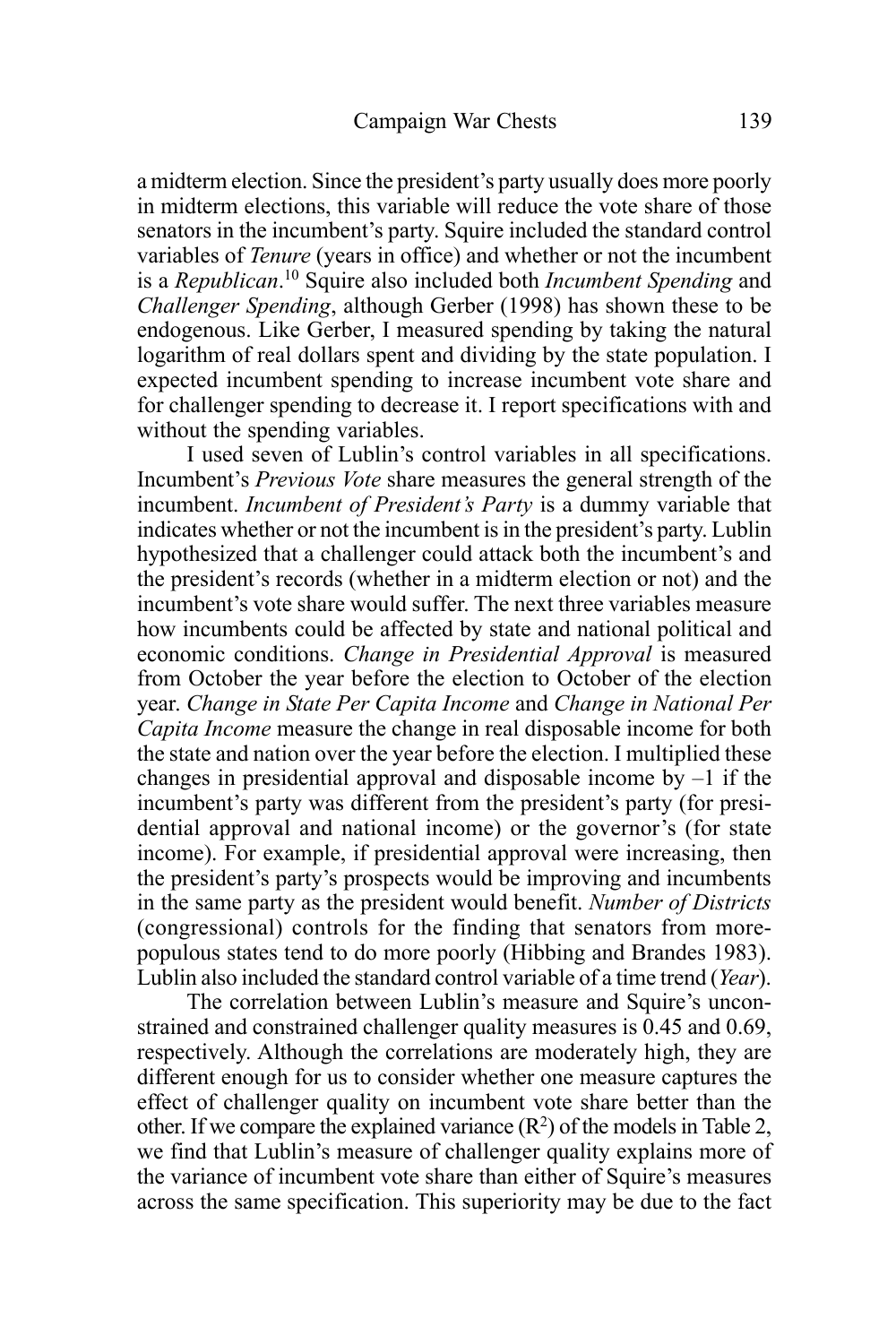a midterm election. Since the president's party usually does more poorly in midterm elections, this variable will reduce the vote share of those senators in the incumbent's party. Squire included the standard control variables of *Tenure* (years in office) and whether or not the incumbent is a *Republican*.[10] Squire also included both *Incumbent Spending* and *Challenger Spending*, although Gerber (1998) has shown these to be endogenous. Like Gerber, I measured spending by taking the natural logarithm of real dollars spent and dividing by the state population. I expected incumbent spending to increase incumbent vote share and for challenger spending to decrease it. I report specifications with and without the spending variables.

I used seven of Lublin's control variables in all specifications. Incumbent's *Previous Vote* share measures the general strength of the incumbent. *Incumbent of President's Party* is a dummy variable that indicates whether or not the incumbent is in the president's party. Lublin hypothesized that a challenger could attack both the incumbent's and the president's records (whether in a midterm election or not) and the incumbent's vote share would suffer. The next three variables measure how incumbents could be affected by state and national political and economic conditions. *Change in Presidential Approval* is measured from October the year before the election to October of the election year. *Change in State Per Capita Income* and *Change in National Per Capita Income* measure the change in real disposable income for both the state and nation over the year before the election. I multiplied these changes in presidential approval and disposable income by –1 if the incumbent's party was different from the president's party (for presidential approval and national income) or the governor's (for state income). For example, if presidential approval were increasing, then the president's party's prospects would be improving and incumbents in the same party as the president would benefit. *Number of Districts* (congressional) controls for the finding that senators from more-populous states tend to do more poorly (Hibbing and Brandes 1983). Lublin also included the standard control variable of a time trend (*Year*).

The correlation between Lublin's measure and Squire's unconstrained and constrained challenger quality measures is 0.45 and 0.69, respectively. Although the correlations are moderately high, they are different enough for us to consider whether one measure captures the effect of challenger quality on incumbent vote share better than the other. If we compare the explained variance ($R^2$) of the models in Table 2, we find that Lublin's measure of challenger quality explains more of the variance of incumbent vote share than either of Squire's measures across the same specification. This superiority may be due to the fact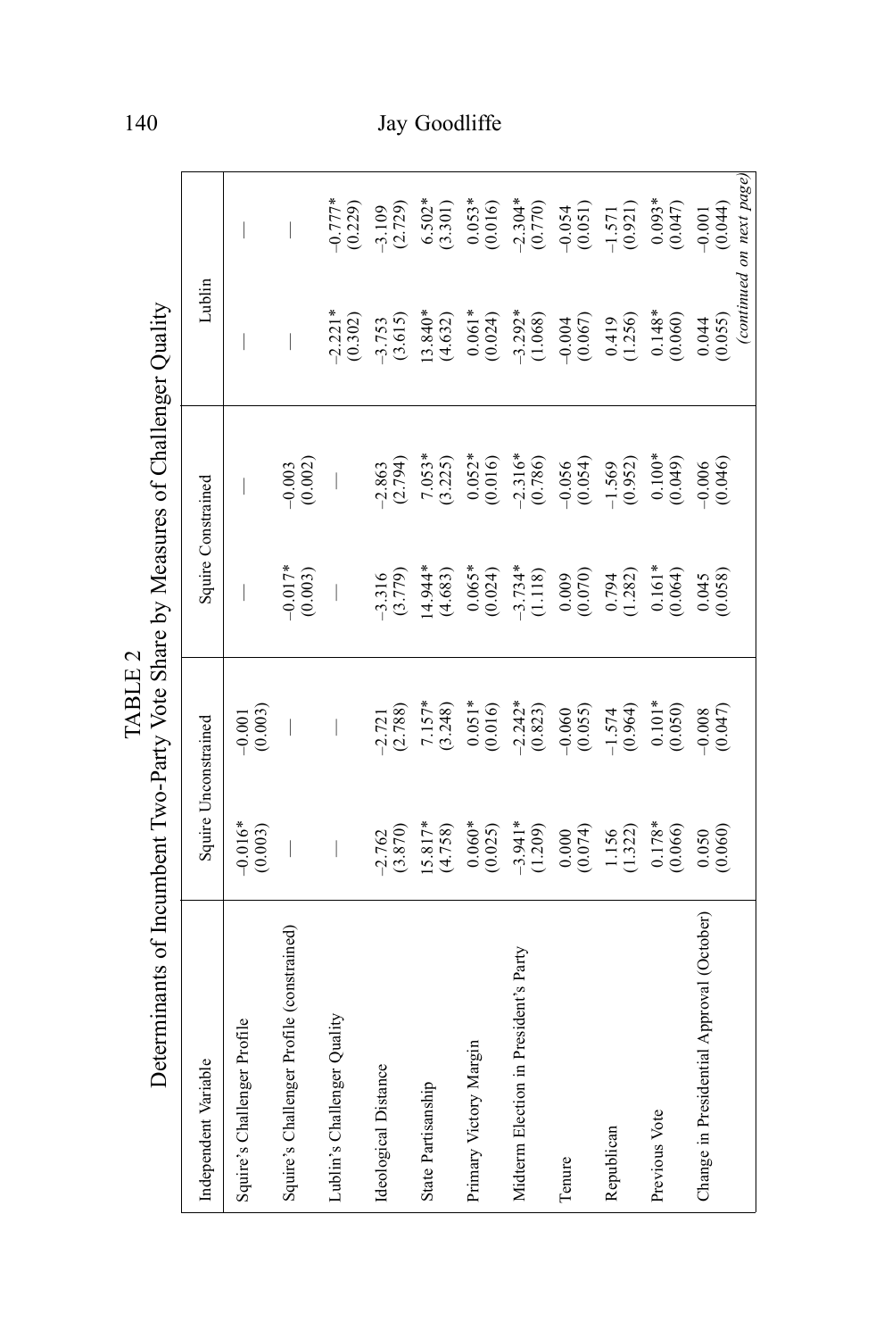TABLE 2

Determinants of Incumbent Two-Party Vote Share by Measures of Challenger Quality

| Independent Variable | Squire Unconstrained | | Squire Constrained | | Lublin | |
|---|---|---|---|---|---|---|
| Squire's Challenger Profile | –0.016* (0.003) | –0.001 (0.003) | — | — | — | — |
| Squire's Challenger Profile (constrained) | — | — | –0.017* (0.003) | –0.003 (0.002) | — | — |
| Lublin's Challenger Quality | — | — | — | — | –2.221* (0.302) | –0.777* (0.229) |
| Ideological Distance | –2.762 (3.870) | –2.721 (2.788) | –3.316 (3.779) | –2.863 (2.794) | –3.753 (3.615) | –3.109 (2.729) |
| State Partisanship | 15.817* (4.758) | 7.157* (3.248) | 14.944* (4.683) | 7.053* (3.225) | 13.840* (4.632) | 6.502* (3.301) |
| Primary Victory Margin | 0.060* (0.025) | 0.051* (0.016) | 0.065* (0.024) | 0.052* (0.016) | 0.061* (0.024) | 0.053* (0.016) |
| Midterm Election in President's Party | –3.941* (1.209) | –2.242* (0.823) | –3.734* (1.118) | –2.316* (0.786) | –3.292* (1.068) | –2.304* (0.770) |
| Tenure | 0.000 (0.074) | –0.060 (0.055) | 0.009 (0.070) | –0.056 (0.054) | –0.004 (0.067) | –0.054 (0.051) |
| Republican | 1.156 (1.322) | –1.574 (0.964) | 0.794 (1.282) | –1.569 (0.952) | 0.419 (1.256) | –1.571 (0.921) |
| Previous Vote | 0.178* (0.066) | 0.101* (0.050) | 0.161* (0.064) | 0.100* (0.049) | 0.148* (0.060) | 0.093* (0.047) |
| Change in Presidential Approval (October) | 0.050 (0.060) | –0.008 (0.047) | 0.045 (0.058) | –0.006 (0.046) | 0.044 (0.055) | –0.001 (0.044) |

*(continued on next page)*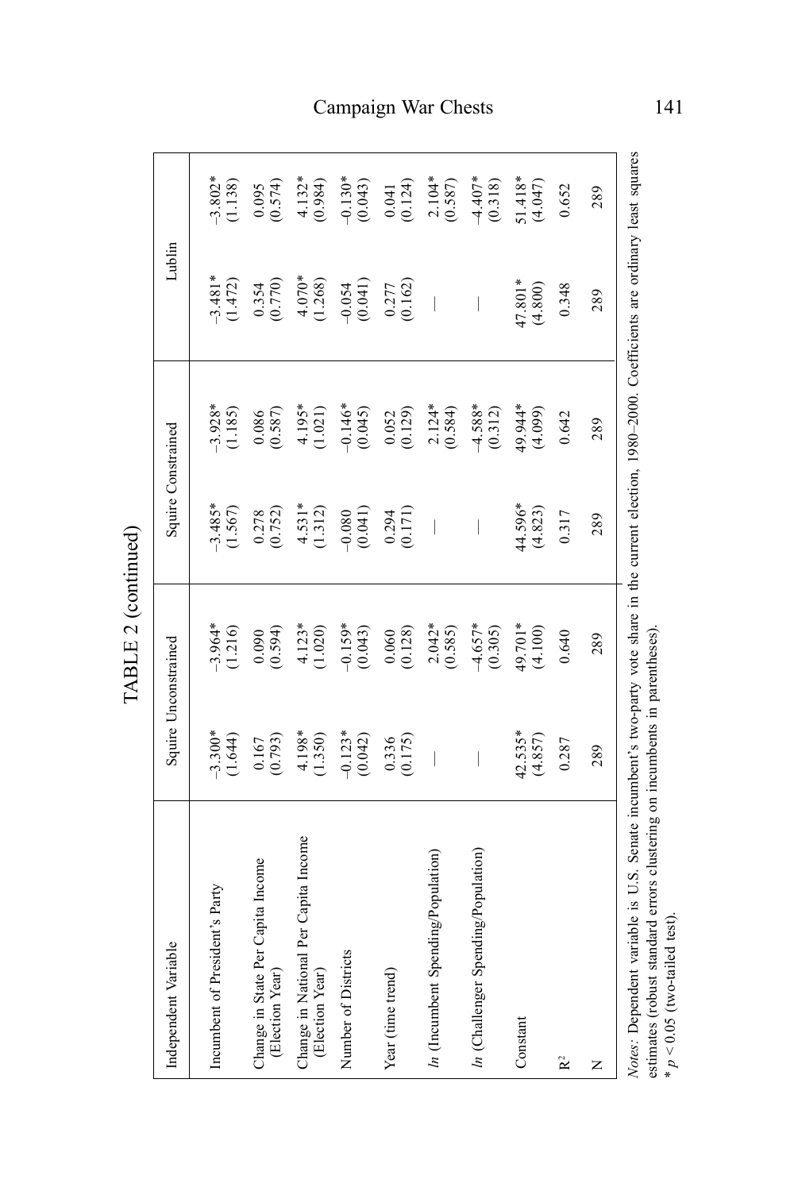## TABLE 2 (continued)

| Independent Variable | Squire Unconstrained | | Squire Constrained | | Lublin | |
|---|---|---|---|---|---|---|
| Incumbent of President's Party | −3.300* (1.644) | −3.964* (1.216) | −3.485* (1.567) | −3.928* (1.185) | −3.481* (1.472) | −3.802* (1.138) |
| Change in State Per Capita Income (Election Year) | 0.167 (0.793) | 0.090 (0.594) | 0.278 (0.752) | 0.086 (0.587) | 0.354 (0.770) | 0.095 (0.574) |
| Change in National Per Capita Income (Election Year) | 4.198* (1.350) | 4.123* (1.020) | 4.531* (1.312) | 4.195* (1.021) | 4.070* (1.268) | 4.132* (0.984) |
| Number of Districts | −0.123* (0.042) | −0.159* (0.043) | −0.080 (0.041) | −0.146* (0.045) | −0.054 (0.041) | −0.130* (0.043) |
| Year (time trend) | 0.336 (0.175) | 0.060 (0.128) | 0.294 (0.171) | 0.052 (0.129) | 0.277 (0.162) | 0.041 (0.124) |
| *ln* (Incumbent Spending/Population) | — | 2.042* (0.585) | — | 2.124* (0.584) | — | 2.104* (0.587) |
| *ln* (Challenger Spending/Population) | — | −4.657* (0.305) | — | −4.588* (0.312) | — | −4.407* (0.318) |
| Constant | 42.535* (4.857) | 49.701* (4.100) | 44.596* (4.823) | 49.944* (4.099) | 47.801* (4.800) | 51.418* (4.047) |
| $R^2$ | 0.287 | 0.640 | 0.317 | 0.642 | 0.348 | 0.652 |
| N | 289 | 289 | 289 | 289 | 289 | 289 |

*Notes*: Dependent variable is U.S. Senate incumbent's two-party vote share in the current election, 1980–2000. Coefficients are ordinary least squares estimates (robust standard errors clustering on incumbents in parentheses).

* $p < 0.05$ (two-tailed test).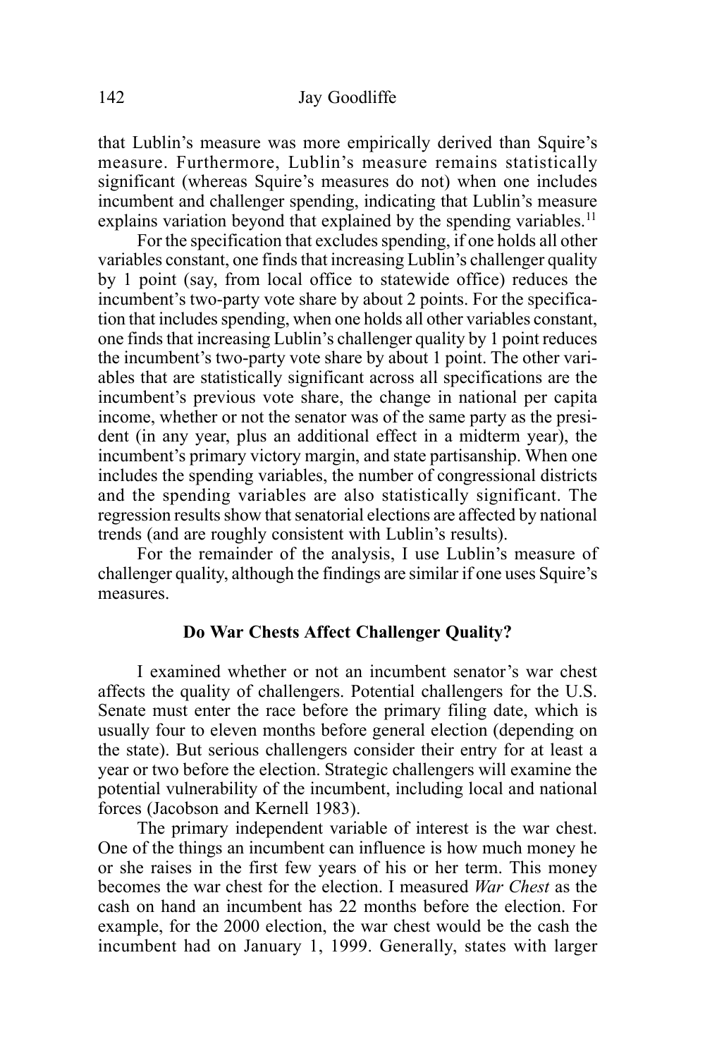that Lublin's measure was more empirically derived than Squire's measure. Furthermore, Lublin's measure remains statistically significant (whereas Squire's measures do not) when one includes incumbent and challenger spending, indicating that Lublin's measure explains variation beyond that explained by the spending variables.[11]

For the specification that excludes spending, if one holds all other variables constant, one finds that increasing Lublin's challenger quality by 1 point (say, from local office to statewide office) reduces the incumbent's two-party vote share by about 2 points. For the specification that includes spending, when one holds all other variables constant, one finds that increasing Lublin's challenger quality by 1 point reduces the incumbent's two-party vote share by about 1 point. The other variables that are statistically significant across all specifications are the incumbent's previous vote share, the change in national per capita income, whether or not the senator was of the same party as the president (in any year, plus an additional effect in a midterm year), the incumbent's primary victory margin, and state partisanship. When one includes the spending variables, the number of congressional districts and the spending variables are also statistically significant. The regression results show that senatorial elections are affected by national trends (and are roughly consistent with Lublin's results).

For the remainder of the analysis, I use Lublin's measure of challenger quality, although the findings are similar if one uses Squire's measures.

### Do War Chests Affect Challenger Quality?

I examined whether or not an incumbent senator's war chest affects the quality of challengers. Potential challengers for the U.S. Senate must enter the race before the primary filing date, which is usually four to eleven months before general election (depending on the state). But serious challengers consider their entry for at least a year or two before the election. Strategic challengers will examine the potential vulnerability of the incumbent, including local and national forces (Jacobson and Kernell 1983).

The primary independent variable of interest is the war chest. One of the things an incumbent can influence is how much money he or she raises in the first few years of his or her term. This money becomes the war chest for the election. I measured *War Chest* as the cash on hand an incumbent has 22 months before the election. For example, for the 2000 election, the war chest would be the cash the incumbent had on January 1, 1999. Generally, states with larger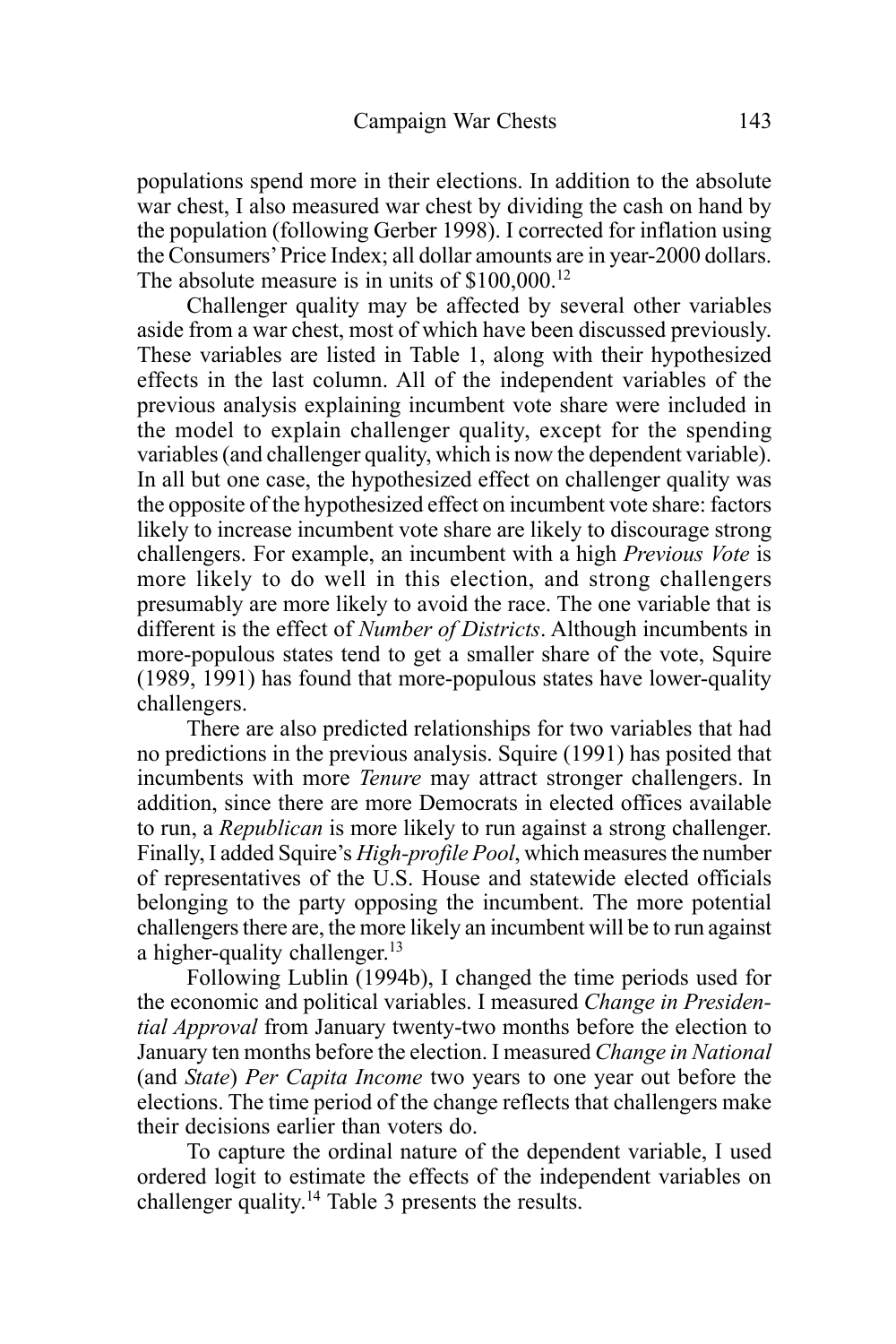populations spend more in their elections. In addition to the absolute war chest, I also measured war chest by dividing the cash on hand by the population (following Gerber 1998). I corrected for inflation using the Consumers' Price Index; all dollar amounts are in year-2000 dollars. The absolute measure is in units of $100,000.[12]

Challenger quality may be affected by several other variables aside from a war chest, most of which have been discussed previously. These variables are listed in Table 1, along with their hypothesized effects in the last column. All of the independent variables of the previous analysis explaining incumbent vote share were included in the model to explain challenger quality, except for the spending variables (and challenger quality, which is now the dependent variable). In all but one case, the hypothesized effect on challenger quality was the opposite of the hypothesized effect on incumbent vote share: factors likely to increase incumbent vote share are likely to discourage strong challengers. For example, an incumbent with a high *Previous Vote* is more likely to do well in this election, and strong challengers presumably are more likely to avoid the race. The one variable that is different is the effect of *Number of Districts*. Although incumbents in more-populous states tend to get a smaller share of the vote, Squire (1989, 1991) has found that more-populous states have lower-quality challengers.

There are also predicted relationships for two variables that had no predictions in the previous analysis. Squire (1991) has posited that incumbents with more *Tenure* may attract stronger challengers. In addition, since there are more Democrats in elected offices available to run, a *Republican* is more likely to run against a strong challenger. Finally, I added Squire's *High-profile Pool*, which measures the number of representatives of the U.S. House and statewide elected officials belonging to the party opposing the incumbent. The more potential challengers there are, the more likely an incumbent will be to run against a higher-quality challenger.[13]

Following Lublin (1994b), I changed the time periods used for the economic and political variables. I measured *Change in Presidential Approval* from January twenty-two months before the election to January ten months before the election. I measured *Change in National* (and *State*) *Per Capita Income* two years to one year out before the elections. The time period of the change reflects that challengers make their decisions earlier than voters do.

To capture the ordinal nature of the dependent variable, I used ordered logit to estimate the effects of the independent variables on challenger quality.[14] Table 3 presents the results.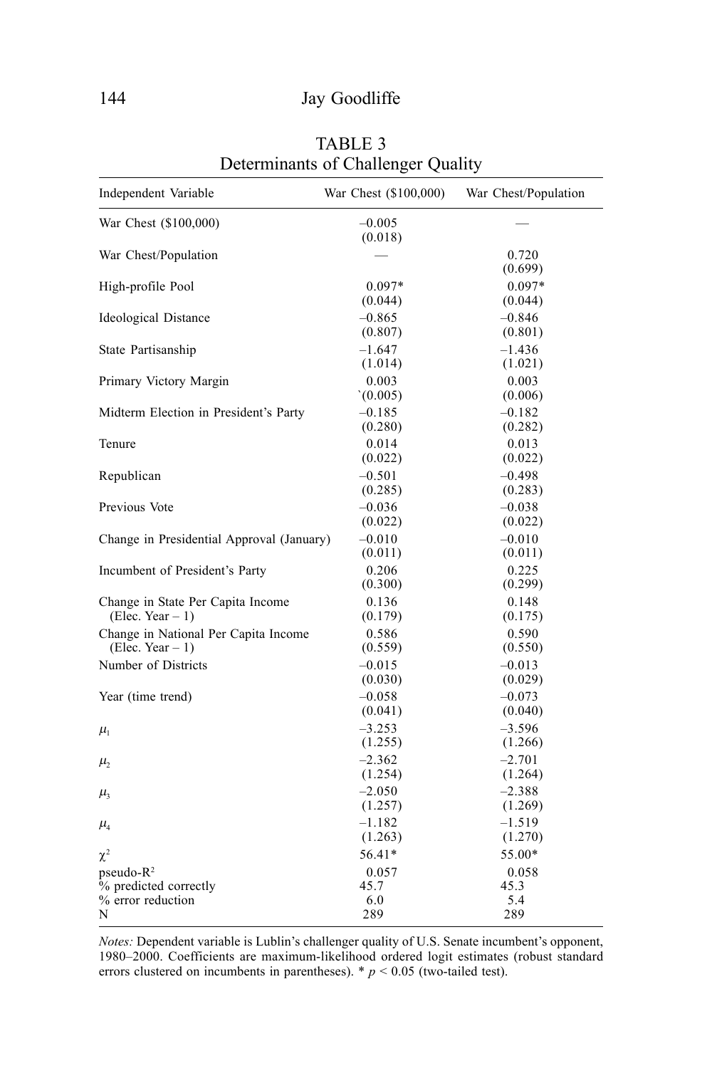TABLE 3
Determinants of Challenger Quality

| Independent Variable | War Chest ($100,000) | War Chest/Population |
|---|---|---|
| War Chest ($100,000) | –0.005 (0.018) | — |
| War Chest/Population | — | 0.720 (0.699) |
| High-profile Pool | 0.097* (0.044) | 0.097* (0.044) |
| Ideological Distance | –0.865 (0.807) | –0.846 (0.801) |
| State Partisanship | –1.647 (1.014) | –1.436 (1.021) |
| Primary Victory Margin | 0.003 `(0.005) | 0.003 (0.006) |
| Midterm Election in President's Party | –0.185 (0.280) | –0.182 (0.282) |
| Tenure | 0.014 (0.022) | 0.013 (0.022) |
| Republican | –0.501 (0.285) | –0.498 (0.283) |
| Previous Vote | –0.036 (0.022) | –0.038 (0.022) |
| Change in Presidential Approval (January) | –0.010 (0.011) | –0.010 (0.011) |
| Incumbent of President's Party | 0.206 (0.300) | 0.225 (0.299) |
| Change in State Per Capita Income (Elec. Year – 1) | 0.136 (0.179) | 0.148 (0.175) |
| Change in National Per Capita Income (Elec. Year – 1) | 0.586 (0.559) | 0.590 (0.550) |
| Number of Districts | –0.015 (0.030) | –0.013 (0.029) |
| Year (time trend) | –0.058 (0.041) | –0.073 (0.040) |
| $\mu_1$ | –3.253 (1.255) | –3.596 (1.266) |
| $\mu_2$ | –2.362 (1.254) | –2.701 (1.264) |
| $\mu_3$ | –2.050 (1.257) | –2.388 (1.269) |
| $\mu_4$ | –1.182 (1.263) | –1.519 (1.270) |
| $\chi^2$ | 56.41* | 55.00* |
| pseudo-$R^2$ | 0.057 | 0.058 |
| % predicted correctly | 45.7 | 45.3 |
| % error reduction | 6.0 | 5.4 |
| N | 289 | 289 |

*Notes:* Dependent variable is Lublin's challenger quality of U.S. Senate incumbent's opponent, 1980–2000. Coefficients are maximum-likelihood ordered logit estimates (robust standard errors clustered on incumbents in parentheses). * $p < 0.05$ (two-tailed test).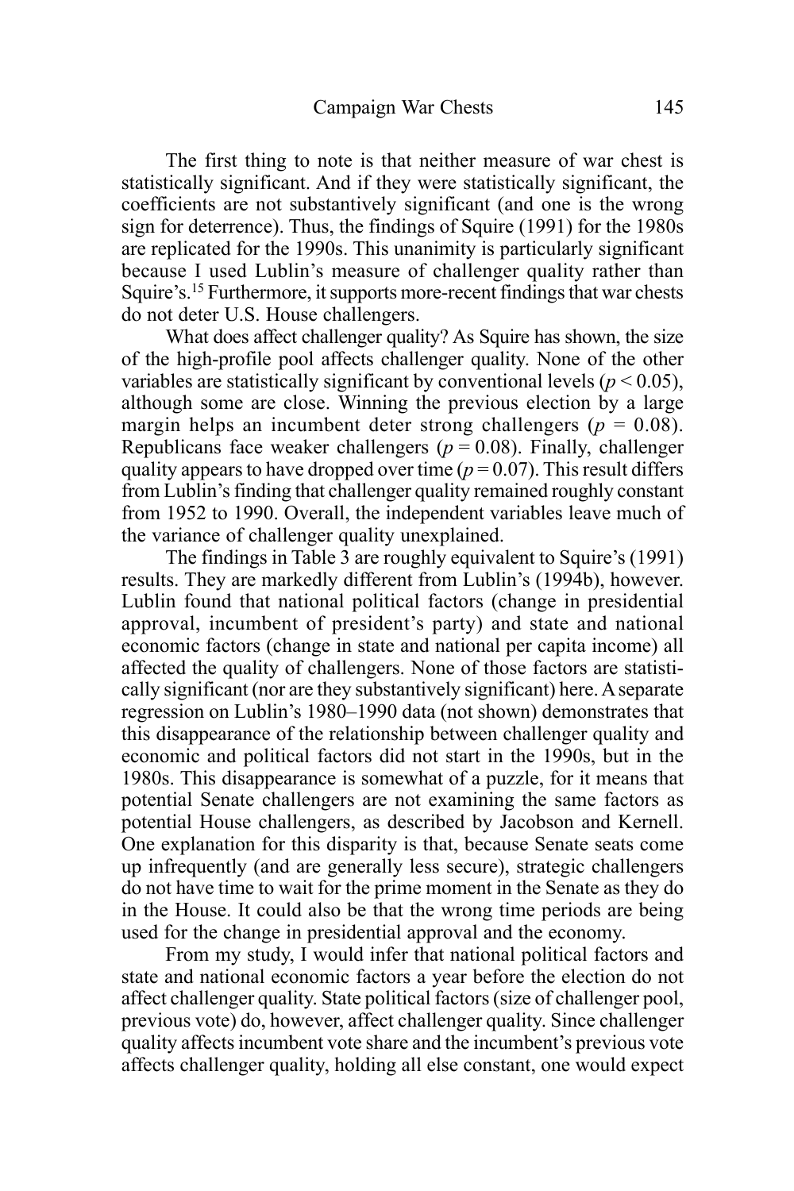The first thing to note is that neither measure of war chest is statistically significant. And if they were statistically significant, the coefficients are not substantively significant (and one is the wrong sign for deterrence). Thus, the findings of Squire (1991) for the 1980s are replicated for the 1990s. This unanimity is particularly significant because I used Lublin's measure of challenger quality rather than Squire's.[15] Furthermore, it supports more-recent findings that war chests do not deter U.S. House challengers.

What does affect challenger quality? As Squire has shown, the size of the high-profile pool affects challenger quality. None of the other variables are statistically significant by conventional levels ($p < 0.05$), although some are close. Winning the previous election by a large margin helps an incumbent deter strong challengers ($p = 0.08$). Republicans face weaker challengers ($p = 0.08$). Finally, challenger quality appears to have dropped over time ($p = 0.07$). This result differs from Lublin's finding that challenger quality remained roughly constant from 1952 to 1990. Overall, the independent variables leave much of the variance of challenger quality unexplained.

The findings in Table 3 are roughly equivalent to Squire's (1991) results. They are markedly different from Lublin's (1994b), however. Lublin found that national political factors (change in presidential approval, incumbent of president's party) and state and national economic factors (change in state and national per capita income) all affected the quality of challengers. None of those factors are statistically significant (nor are they substantively significant) here. A separate regression on Lublin's 1980–1990 data (not shown) demonstrates that this disappearance of the relationship between challenger quality and economic and political factors did not start in the 1990s, but in the 1980s. This disappearance is somewhat of a puzzle, for it means that potential Senate challengers are not examining the same factors as potential House challengers, as described by Jacobson and Kernell. One explanation for this disparity is that, because Senate seats come up infrequently (and are generally less secure), strategic challengers do not have time to wait for the prime moment in the Senate as they do in the House. It could also be that the wrong time periods are being used for the change in presidential approval and the economy.

From my study, I would infer that national political factors and state and national economic factors a year before the election do not affect challenger quality. State political factors (size of challenger pool, previous vote) do, however, affect challenger quality. Since challenger quality affects incumbent vote share and the incumbent's previous vote affects challenger quality, holding all else constant, one would expect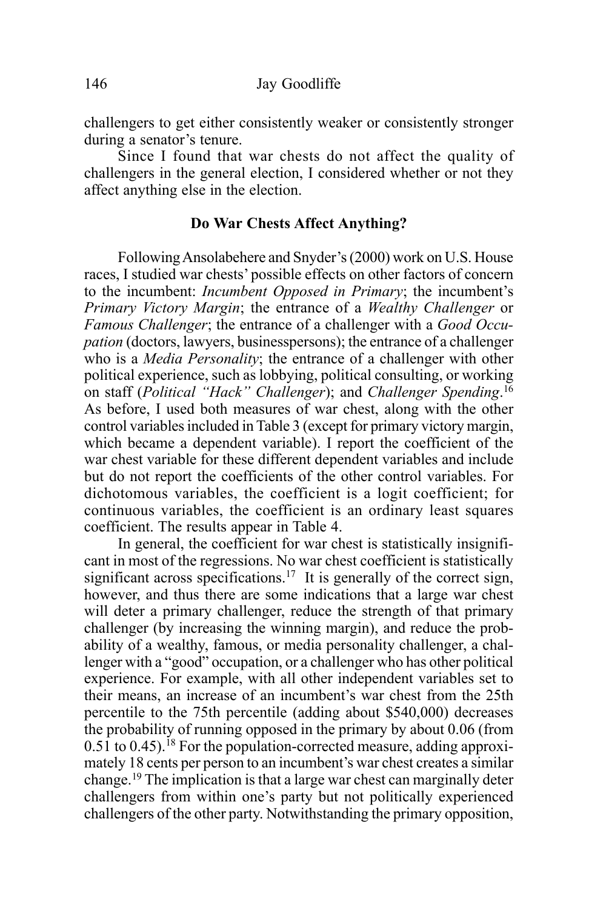challengers to get either consistently weaker or consistently stronger during a senator's tenure.

Since I found that war chests do not affect the quality of challengers in the general election, I considered whether or not they affect anything else in the election.

### Do War Chests Affect Anything?

Following Ansolabehere and Snyder's (2000) work on U.S. House races, I studied war chests' possible effects on other factors of concern to the incumbent: *Incumbent Opposed in Primary*; the incumbent's *Primary Victory Margin*; the entrance of a *Wealthy Challenger* or *Famous Challenger*; the entrance of a challenger with a *Good Occupation* (doctors, lawyers, businesspersons); the entrance of a challenger who is a *Media Personality*; the entrance of a challenger with other political experience, such as lobbying, political consulting, or working on staff (*Political "Hack" Challenger*); and *Challenger Spending*.[16] As before, I used both measures of war chest, along with the other control variables included in Table 3 (except for primary victory margin, which became a dependent variable). I report the coefficient of the war chest variable for these different dependent variables and include but do not report the coefficients of the other control variables. For dichotomous variables, the coefficient is a logit coefficient; for continuous variables, the coefficient is an ordinary least squares coefficient. The results appear in Table 4.

In general, the coefficient for war chest is statistically insignificant in most of the regressions. No war chest coefficient is statistically significant across specifications.[17] It is generally of the correct sign, however, and thus there are some indications that a large war chest will deter a primary challenger, reduce the strength of that primary challenger (by increasing the winning margin), and reduce the probability of a wealthy, famous, or media personality challenger, a challenger with a "good" occupation, or a challenger who has other political experience. For example, with all other independent variables set to their means, an increase of an incumbent's war chest from the 25th percentile to the 75th percentile (adding about $540,000) decreases the probability of running opposed in the primary by about 0.06 (from 0.51 to 0.45).[18] For the population-corrected measure, adding approximately 18 cents per person to an incumbent's war chest creates a similar change.[19] The implication is that a large war chest can marginally deter challengers from within one's party but not politically experienced challengers of the other party. Notwithstanding the primary opposition,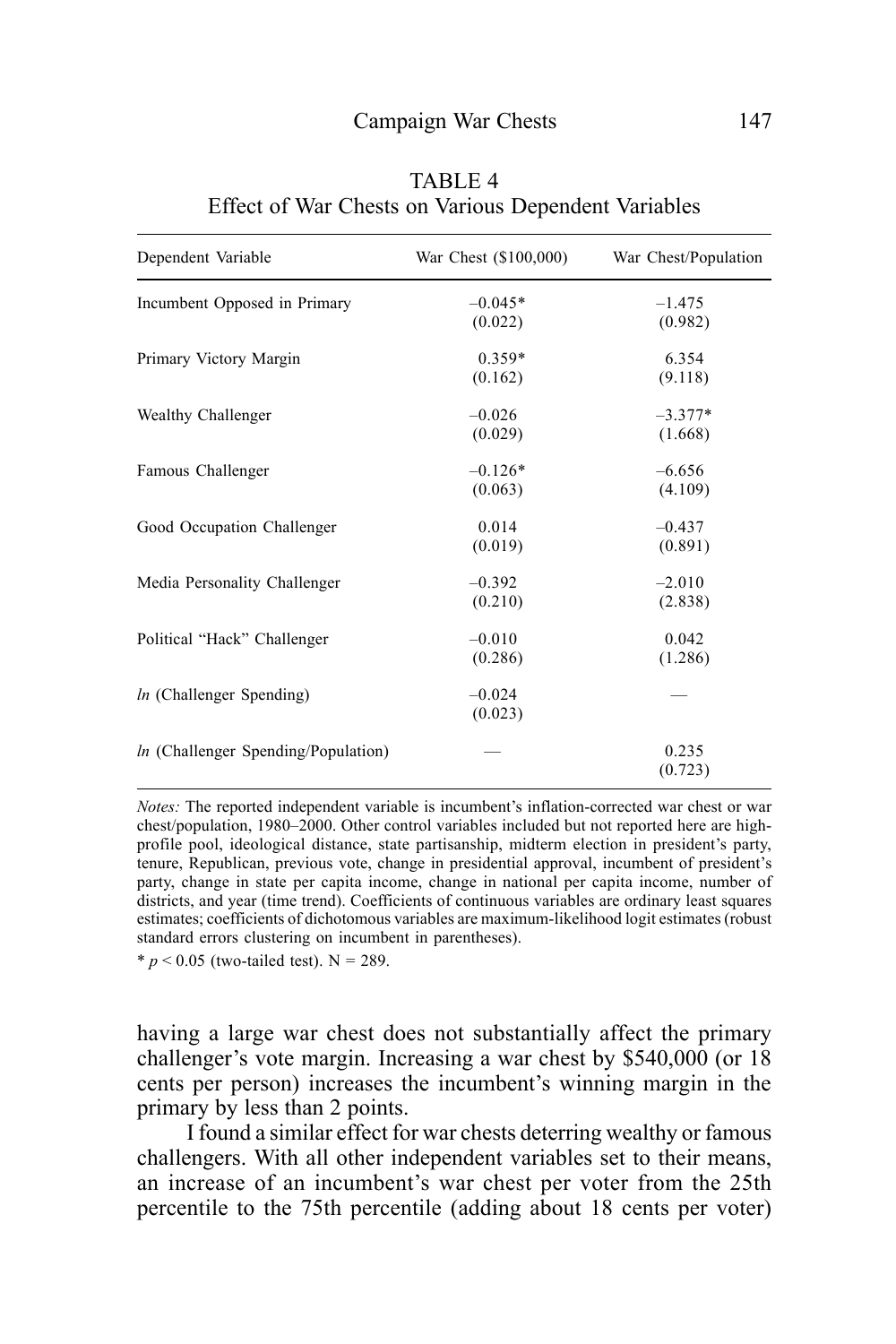TABLE 4
Effect of War Chests on Various Dependent Variables

| Dependent Variable | War Chest ($100,000) | War Chest/Population |
|---|---|---|
| Incumbent Opposed in Primary | –0.045* (0.022) | –1.475 (0.982) |
| Primary Victory Margin | 0.359* (0.162) | 6.354 (9.118) |
| Wealthy Challenger | –0.026 (0.029) | –3.377* (1.668) |
| Famous Challenger | –0.126* (0.063) | –6.656 (4.109) |
| Good Occupation Challenger | 0.014 (0.019) | –0.437 (0.891) |
| Media Personality Challenger | –0.392 (0.210) | –2.010 (2.838) |
| Political "Hack" Challenger | –0.010 (0.286) | 0.042 (1.286) |
| *ln* (Challenger Spending) | –0.024 (0.023) | — |
| *ln* (Challenger Spending/Population) | — | 0.235 (0.723) |

*Notes:* The reported independent variable is incumbent's inflation-corrected war chest or war chest/population, 1980–2000. Other control variables included but not reported here are high-profile pool, ideological distance, state partisanship, midterm election in president's party, tenure, Republican, previous vote, change in presidential approval, incumbent of president's party, change in state per capita income, change in national per capita income, number of districts, and year (time trend). Coefficients of continuous variables are ordinary least squares estimates; coefficients of dichotomous variables are maximum-likelihood logit estimates (robust standard errors clustering on incumbent in parentheses).

* $p < 0.05$ (two-tailed test). N = 289.

having a large war chest does not substantially affect the primary challenger's vote margin. Increasing a war chest by $540,000 (or 18 cents per person) increases the incumbent's winning margin in the primary by less than 2 points.

I found a similar effect for war chests deterring wealthy or famous challengers. With all other independent variables set to their means, an increase of an incumbent's war chest per voter from the 25th percentile to the 75th percentile (adding about 18 cents per voter)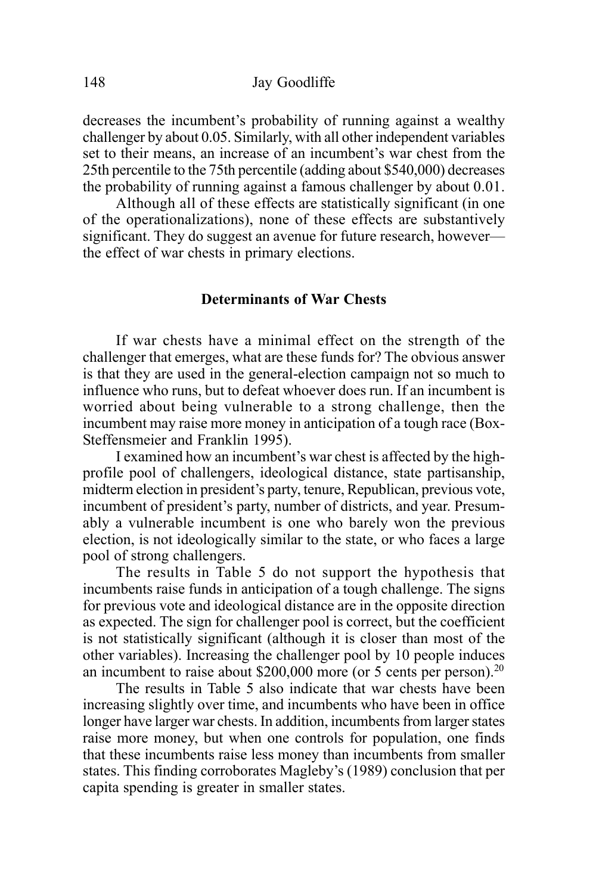decreases the incumbent's probability of running against a wealthy challenger by about 0.05. Similarly, with all other independent variables set to their means, an increase of an incumbent's war chest from the 25th percentile to the 75th percentile (adding about $540,000) decreases the probability of running against a famous challenger by about 0.01.

Although all of these effects are statistically significant (in one of the operationalizations), none of these effects are substantively significant. They do suggest an avenue for future research, however—the effect of war chests in primary elections.

## Determinants of War Chests

If war chests have a minimal effect on the strength of the challenger that emerges, what are these funds for? The obvious answer is that they are used in the general-election campaign not so much to influence who runs, but to defeat whoever does run. If an incumbent is worried about being vulnerable to a strong challenge, then the incumbent may raise more money in anticipation of a tough race (Box-Steffensmeier and Franklin 1995).

I examined how an incumbent's war chest is affected by the high-profile pool of challengers, ideological distance, state partisanship, midterm election in president's party, tenure, Republican, previous vote, incumbent of president's party, number of districts, and year. Presumably a vulnerable incumbent is one who barely won the previous election, is not ideologically similar to the state, or who faces a large pool of strong challengers.

The results in Table 5 do not support the hypothesis that incumbents raise funds in anticipation of a tough challenge. The signs for previous vote and ideological distance are in the opposite direction as expected. The sign for challenger pool is correct, but the coefficient is not statistically significant (although it is closer than most of the other variables). Increasing the challenger pool by 10 people induces an incumbent to raise about $200,000 more (or 5 cents per person).[20]

The results in Table 5 also indicate that war chests have been increasing slightly over time, and incumbents who have been in office longer have larger war chests. In addition, incumbents from larger states raise more money, but when one controls for population, one finds that these incumbents raise less money than incumbents from smaller states. This finding corroborates Magleby's (1989) conclusion that per capita spending is greater in smaller states.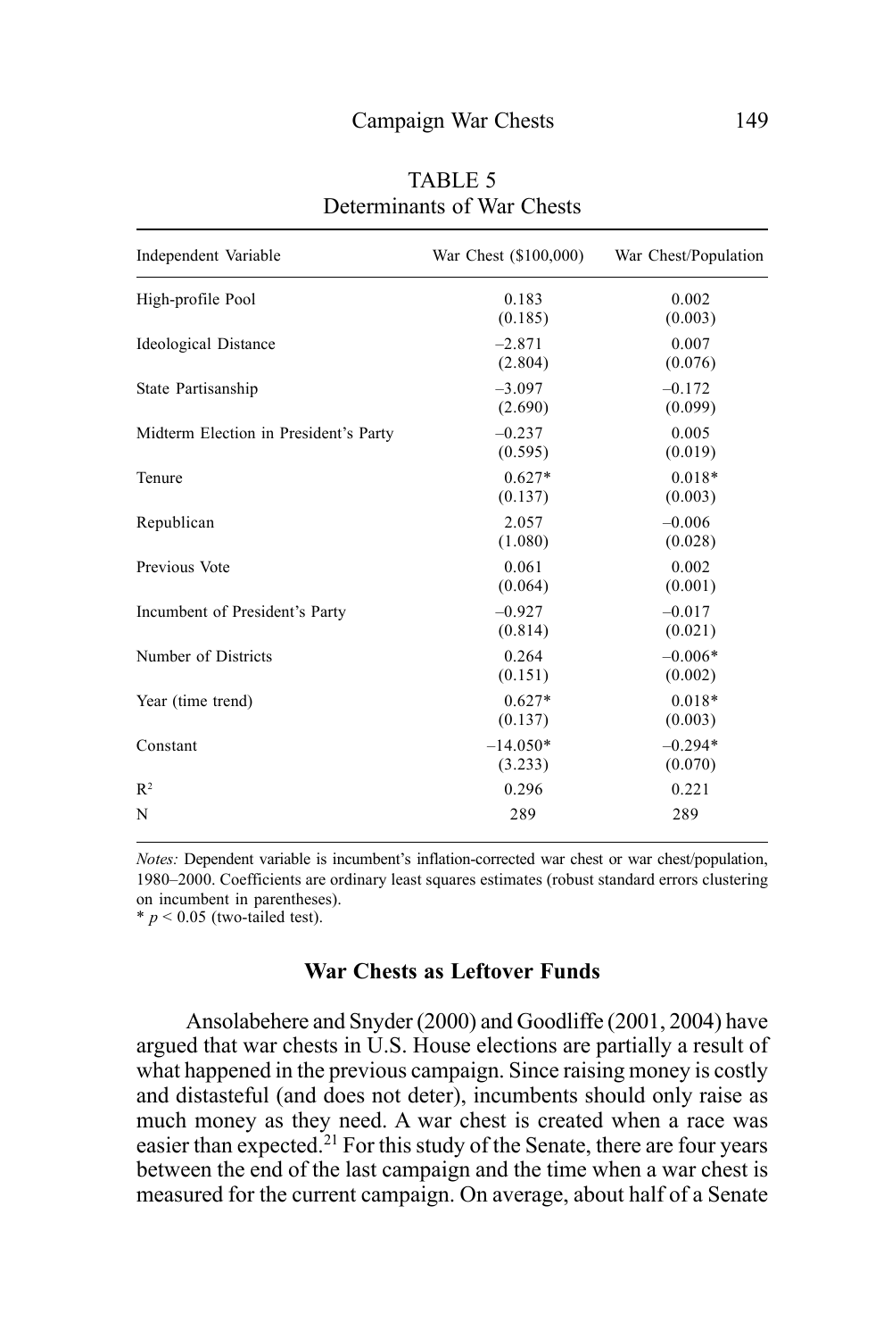TABLE 5
Determinants of War Chests

| Independent Variable | War Chest ($100,000) | War Chest/Population |
|---|---|---|
| High-profile Pool | 0.183<br>(0.185) | 0.002<br>(0.003) |
| Ideological Distance | –2.871<br>(2.804) | 0.007<br>(0.076) |
| State Partisanship | –3.097<br>(2.690) | –0.172<br>(0.099) |
| Midterm Election in President's Party | –0.237<br>(0.595) | 0.005<br>(0.019) |
| Tenure | 0.627*<br>(0.137) | 0.018*<br>(0.003) |
| Republican | 2.057<br>(1.080) | –0.006<br>(0.028) |
| Previous Vote | 0.061<br>(0.064) | 0.002<br>(0.001) |
| Incumbent of President's Party | –0.927<br>(0.814) | –0.017<br>(0.021) |
| Number of Districts | 0.264<br>(0.151) | –0.006*<br>(0.002) |
| Year (time trend) | 0.627*<br>(0.137) | 0.018*<br>(0.003) |
| Constant | –14.050*<br>(3.233) | –0.294*<br>(0.070) |
| $R^2$ | 0.296 | 0.221 |
| N | 289 | 289 |

*Notes:* Dependent variable is incumbent's inflation-corrected war chest or war chest/population, 1980–2000. Coefficients are ordinary least squares estimates (robust standard errors clustering on incumbent in parentheses).
* $p < 0.05$ (two-tailed test).

### War Chests as Leftover Funds

Ansolabehere and Snyder (2000) and Goodliffe (2001, 2004) have argued that war chests in U.S. House elections are partially a result of what happened in the previous campaign. Since raising money is costly and distasteful (and does not deter), incumbents should only raise as much money as they need. A war chest is created when a race was easier than expected.[21] For this study of the Senate, there are four years between the end of the last campaign and the time when a war chest is measured for the current campaign. On average, about half of a Senate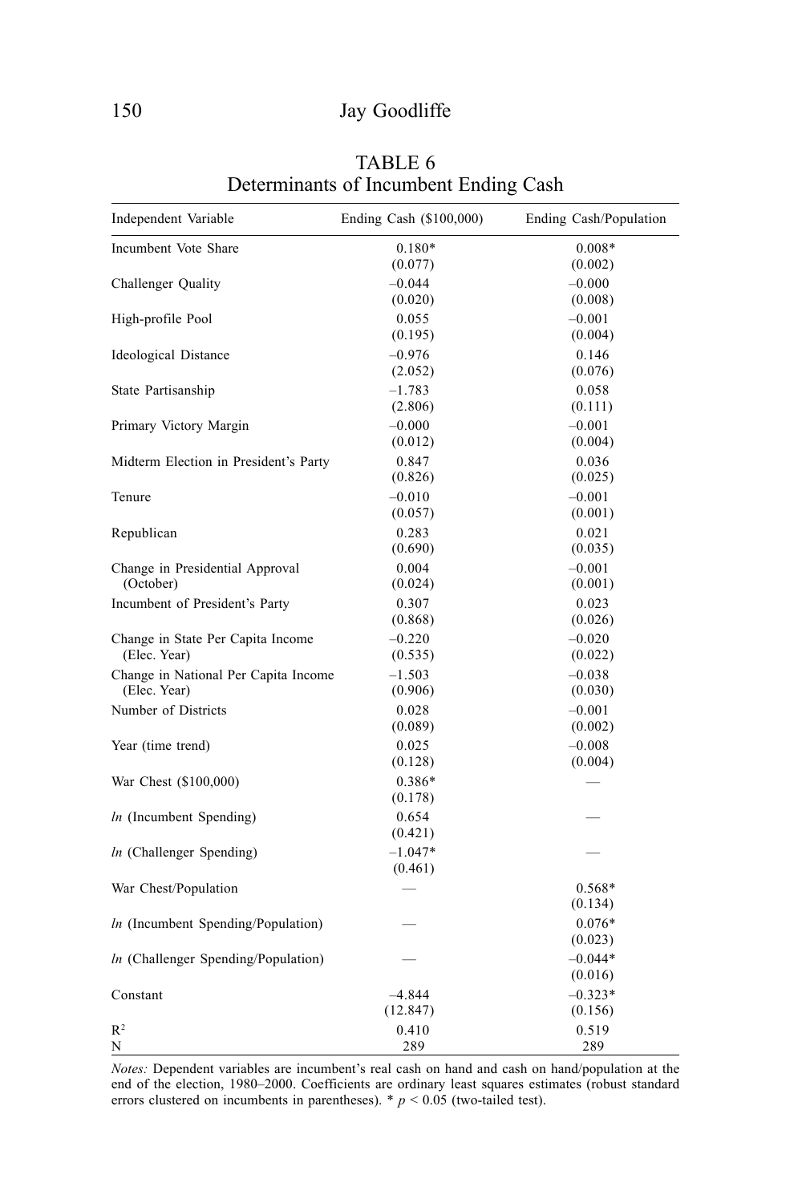TABLE 6
Determinants of Incumbent Ending Cash

| Independent Variable | Ending Cash ($100,000) | Ending Cash/Population |
|---|---|---|
| Incumbent Vote Share | 0.180* | 0.008* |
| | (0.077) | (0.002) |
| Challenger Quality | –0.044 | –0.000 |
| | (0.020) | (0.008) |
| High-profile Pool | 0.055 | –0.001 |
| | (0.195) | (0.004) |
| Ideological Distance | –0.976 | 0.146 |
| | (2.052) | (0.076) |
| State Partisanship | –1.783 | 0.058 |
| | (2.806) | (0.111) |
| Primary Victory Margin | –0.000 | –0.001 |
| | (0.012) | (0.004) |
| Midterm Election in President's Party | 0.847 | 0.036 |
| | (0.826) | (0.025) |
| Tenure | –0.010 | –0.001 |
| | (0.057) | (0.001) |
| Republican | 0.283 | 0.021 |
| | (0.690) | (0.035) |
| Change in Presidential Approval (October) | 0.004 | –0.001 |
| | (0.024) | (0.001) |
| Incumbent of President's Party | 0.307 | 0.023 |
| | (0.868) | (0.026) |
| Change in State Per Capita Income (Elec. Year) | –0.220 | –0.020 |
| | (0.535) | (0.022) |
| Change in National Per Capita Income (Elec. Year) | –1.503 | –0.038 |
| | (0.906) | (0.030) |
| Number of Districts | 0.028 | –0.001 |
| | (0.089) | (0.002) |
| Year (time trend) | 0.025 | –0.008 |
| | (0.128) | (0.004) |
| War Chest ($100,000) | 0.386* | — |
| | (0.178) | |
| *ln* (Incumbent Spending) | 0.654 | — |
| | (0.421) | |
| *ln* (Challenger Spending) | –1.047* | — |
| | (0.461) | |
| War Chest/Population | — | 0.568* |
| | | (0.134) |
| *ln* (Incumbent Spending/Population) | — | 0.076* |
| | | (0.023) |
| *ln* (Challenger Spending/Population) | — | –0.044* |
| | | (0.016) |
| Constant | –4.844 | –0.323* |
| | (12.847) | (0.156) |
| $R^2$ | 0.410 | 0.519 |
| N | 289 | 289 |

*Notes:* Dependent variables are incumbent's real cash on hand and cash on hand/population at the end of the election, 1980–2000. Coefficients are ordinary least squares estimates (robust standard errors clustered on incumbents in parentheses). * $p < 0.05$ (two-tailed test).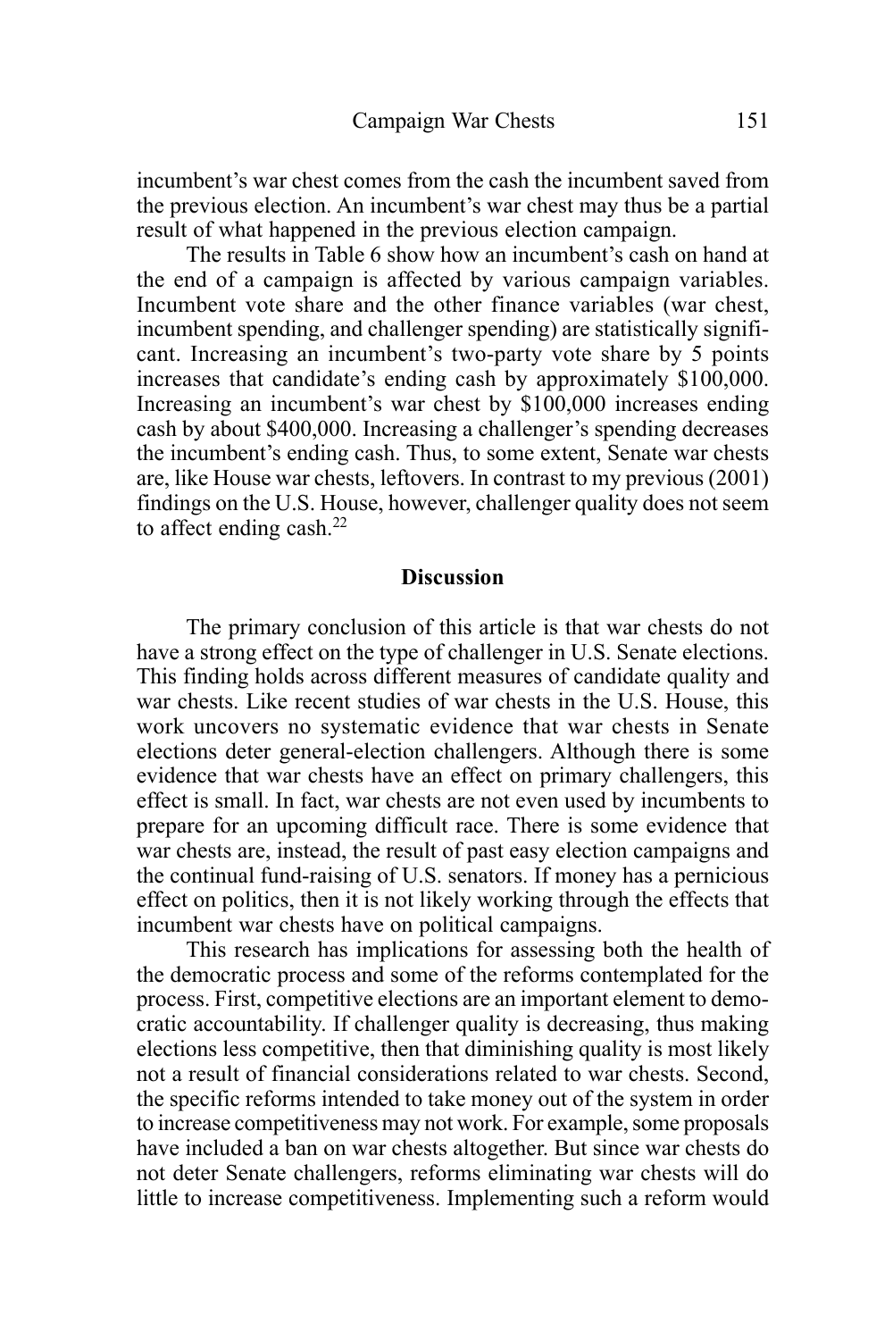incumbent's war chest comes from the cash the incumbent saved from the previous election. An incumbent's war chest may thus be a partial result of what happened in the previous election campaign.

The results in Table 6 show how an incumbent's cash on hand at the end of a campaign is affected by various campaign variables. Incumbent vote share and the other finance variables (war chest, incumbent spending, and challenger spending) are statistically significant. Increasing an incumbent's two-party vote share by 5 points increases that candidate's ending cash by approximately $100,000. Increasing an incumbent's war chest by $100,000 increases ending cash by about $400,000. Increasing a challenger's spending decreases the incumbent's ending cash. Thus, to some extent, Senate war chests are, like House war chests, leftovers. In contrast to my previous (2001) findings on the U.S. House, however, challenger quality does not seem to affect ending cash.[22]

## Discussion

The primary conclusion of this article is that war chests do not have a strong effect on the type of challenger in U.S. Senate elections. This finding holds across different measures of candidate quality and war chests. Like recent studies of war chests in the U.S. House, this work uncovers no systematic evidence that war chests in Senate elections deter general-election challengers. Although there is some evidence that war chests have an effect on primary challengers, this effect is small. In fact, war chests are not even used by incumbents to prepare for an upcoming difficult race. There is some evidence that war chests are, instead, the result of past easy election campaigns and the continual fund-raising of U.S. senators. If money has a pernicious effect on politics, then it is not likely working through the effects that incumbent war chests have on political campaigns.

This research has implications for assessing both the health of the democratic process and some of the reforms contemplated for the process. First, competitive elections are an important element to democratic accountability. If challenger quality is decreasing, thus making elections less competitive, then that diminishing quality is most likely not a result of financial considerations related to war chests. Second, the specific reforms intended to take money out of the system in order to increase competitiveness may not work. For example, some proposals have included a ban on war chests altogether. But since war chests do not deter Senate challengers, reforms eliminating war chests will do little to increase competitiveness. Implementing such a reform would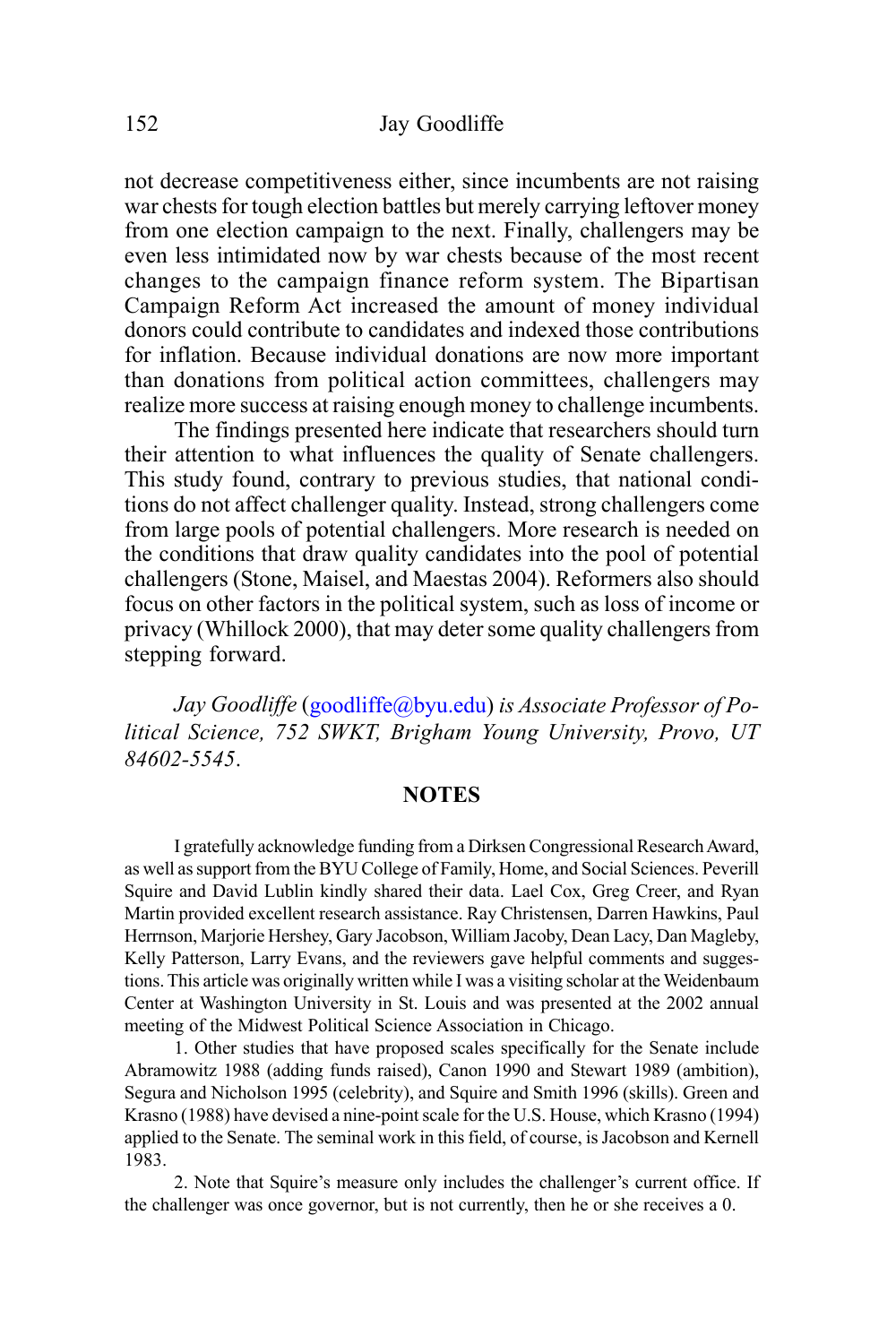not decrease competitiveness either, since incumbents are not raising war chests for tough election battles but merely carrying leftover money from one election campaign to the next. Finally, challengers may be even less intimidated now by war chests because of the most recent changes to the campaign finance reform system. The Bipartisan Campaign Reform Act increased the amount of money individual donors could contribute to candidates and indexed those contributions for inflation. Because individual donations are now more important than donations from political action committees, challengers may realize more success at raising enough money to challenge incumbents.

The findings presented here indicate that researchers should turn their attention to what influences the quality of Senate challengers. This study found, contrary to previous studies, that national conditions do not affect challenger quality. Instead, strong challengers come from large pools of potential challengers. More research is needed on the conditions that draw quality candidates into the pool of potential challengers (Stone, Maisel, and Maestas 2004). Reformers also should focus on other factors in the political system, such as loss of income or privacy (Whillock 2000), that may deter some quality challengers from stepping forward.

*Jay Goodliffe* (goodliffe@byu.edu) *is Associate Professor of Political Science, 752 SWKT, Brigham Young University, Provo, UT 84602-5545*.

## NOTES

I gratefully acknowledge funding from a Dirksen Congressional Research Award, as well as support from the BYU College of Family, Home, and Social Sciences. Peverill Squire and David Lublin kindly shared their data. Lael Cox, Greg Creer, and Ryan Martin provided excellent research assistance. Ray Christensen, Darren Hawkins, Paul Herrnson, Marjorie Hershey, Gary Jacobson, William Jacoby, Dean Lacy, Dan Magleby, Kelly Patterson, Larry Evans, and the reviewers gave helpful comments and suggestions. This article was originally written while I was a visiting scholar at the Weidenbaum Center at Washington University in St. Louis and was presented at the 2002 annual meeting of the Midwest Political Science Association in Chicago.

1. Other studies that have proposed scales specifically for the Senate include Abramowitz 1988 (adding funds raised), Canon 1990 and Stewart 1989 (ambition), Segura and Nicholson 1995 (celebrity), and Squire and Smith 1996 (skills). Green and Krasno (1988) have devised a nine-point scale for the U.S. House, which Krasno (1994) applied to the Senate. The seminal work in this field, of course, is Jacobson and Kernell 1983.

2. Note that Squire's measure only includes the challenger's current office. If the challenger was once governor, but is not currently, then he or she receives a 0.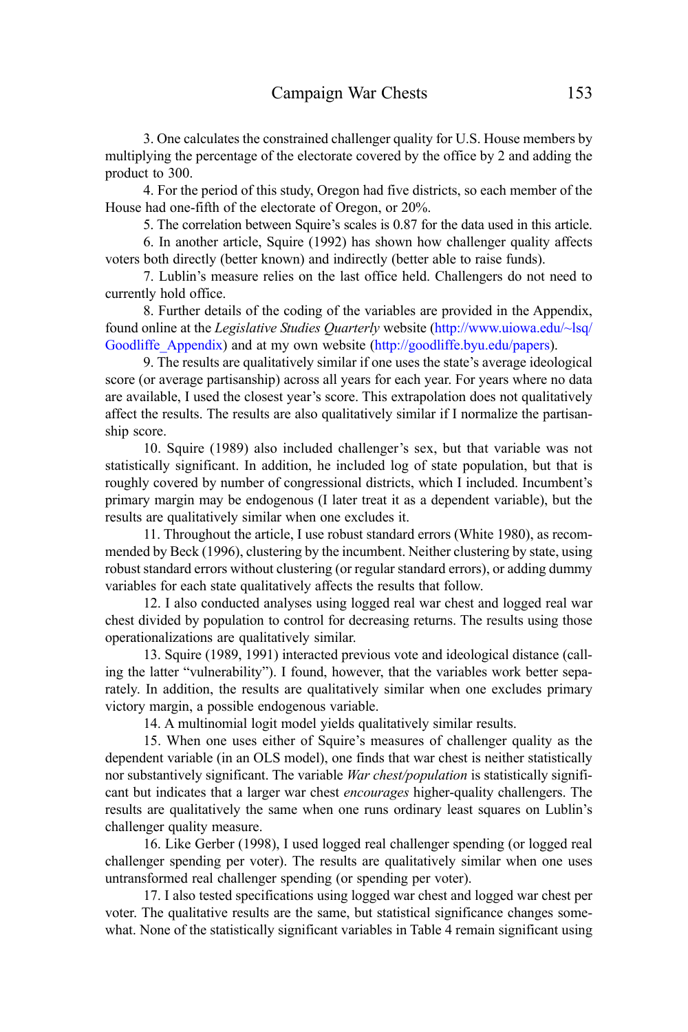3. One calculates the constrained challenger quality for U.S. House members by multiplying the percentage of the electorate covered by the office by 2 and adding the product to 300.

4. For the period of this study, Oregon had five districts, so each member of the House had one-fifth of the electorate of Oregon, or 20%.

5. The correlation between Squire's scales is 0.87 for the data used in this article.

6. In another article, Squire (1992) has shown how challenger quality affects voters both directly (better known) and indirectly (better able to raise funds).

7. Lublin's measure relies on the last office held. Challengers do not need to currently hold office.

8. Further details of the coding of the variables are provided in the Appendix, found online at the *Legislative Studies Quarterly* website (http://www.uiowa.edu/~lsq/Goodliffe_Appendix) and at my own website (http://goodliffe.byu.edu/papers).

9. The results are qualitatively similar if one uses the state's average ideological score (or average partisanship) across all years for each year. For years where no data are available, I used the closest year's score. This extrapolation does not qualitatively affect the results. The results are also qualitatively similar if I normalize the partisanship score.

10. Squire (1989) also included challenger's sex, but that variable was not statistically significant. In addition, he included log of state population, but that is roughly covered by number of congressional districts, which I included. Incumbent's primary margin may be endogenous (I later treat it as a dependent variable), but the results are qualitatively similar when one excludes it.

11. Throughout the article, I use robust standard errors (White 1980), as recommended by Beck (1996), clustering by the incumbent. Neither clustering by state, using robust standard errors without clustering (or regular standard errors), or adding dummy variables for each state qualitatively affects the results that follow.

12. I also conducted analyses using logged real war chest and logged real war chest divided by population to control for decreasing returns. The results using those operationalizations are qualitatively similar.

13. Squire (1989, 1991) interacted previous vote and ideological distance (calling the latter "vulnerability"). I found, however, that the variables work better separately. In addition, the results are qualitatively similar when one excludes primary victory margin, a possible endogenous variable.

14. A multinomial logit model yields qualitatively similar results.

15. When one uses either of Squire's measures of challenger quality as the dependent variable (in an OLS model), one finds that war chest is neither statistically nor substantively significant. The variable *War chest/population* is statistically significant but indicates that a larger war chest *encourages* higher-quality challengers. The results are qualitatively the same when one runs ordinary least squares on Lublin's challenger quality measure.

16. Like Gerber (1998), I used logged real challenger spending (or logged real challenger spending per voter). The results are qualitatively similar when one uses untransformed real challenger spending (or spending per voter).

17. I also tested specifications using logged war chest and logged war chest per voter. The qualitative results are the same, but statistical significance changes somewhat. None of the statistically significant variables in Table 4 remain significant using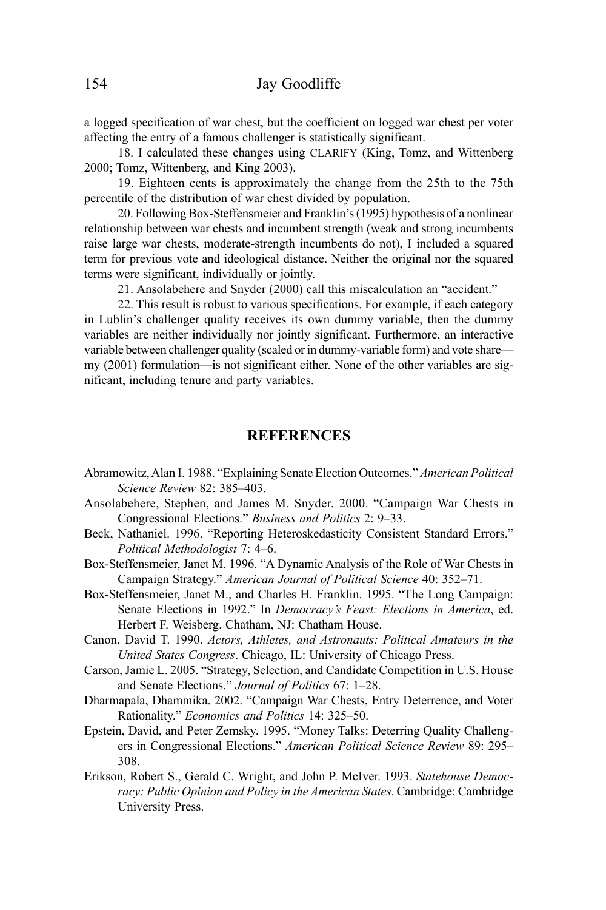a logged specification of war chest, but the coefficient on logged war chest per voter affecting the entry of a famous challenger is statistically significant.

18. I calculated these changes using CLARIFY (King, Tomz, and Wittenberg 2000; Tomz, Wittenberg, and King 2003).

19. Eighteen cents is approximately the change from the 25th to the 75th percentile of the distribution of war chest divided by population.

20. Following Box-Steffensmeier and Franklin's (1995) hypothesis of a nonlinear relationship between war chests and incumbent strength (weak and strong incumbents raise large war chests, moderate-strength incumbents do not), I included a squared term for previous vote and ideological distance. Neither the original nor the squared terms were significant, individually or jointly.

21. Ansolabehere and Snyder (2000) call this miscalculation an "accident."

22. This result is robust to various specifications. For example, if each category in Lublin's challenger quality receives its own dummy variable, then the dummy variables are neither individually nor jointly significant. Furthermore, an interactive variable between challenger quality (scaled or in dummy-variable form) and vote share—my (2001) formulation—is not significant either. None of the other variables are significant, including tenure and party variables.

## REFERENCES

Abramowitz, Alan I. 1988. "Explaining Senate Election Outcomes." *American Political Science Review* 82: 385–403.

Ansolabehere, Stephen, and James M. Snyder. 2000. "Campaign War Chests in Congressional Elections." *Business and Politics* 2: 9–33.

Beck, Nathaniel. 1996. "Reporting Heteroskedasticity Consistent Standard Errors." *Political Methodologist* 7: 4–6.

Box-Steffensmeier, Janet M. 1996. "A Dynamic Analysis of the Role of War Chests in Campaign Strategy." *American Journal of Political Science* 40: 352–71.

Box-Steffensmeier, Janet M., and Charles H. Franklin. 1995. "The Long Campaign: Senate Elections in 1992." In *Democracy's Feast: Elections in America*, ed. Herbert F. Weisberg. Chatham, NJ: Chatham House.

Canon, David T. 1990. *Actors, Athletes, and Astronauts: Political Amateurs in the United States Congress*. Chicago, IL: University of Chicago Press.

Carson, Jamie L. 2005. "Strategy, Selection, and Candidate Competition in U.S. House and Senate Elections." *Journal of Politics* 67: 1–28.

Dharmapala, Dhammika. 2002. "Campaign War Chests, Entry Deterrence, and Voter Rationality." *Economics and Politics* 14: 325–50.

Epstein, David, and Peter Zemsky. 1995. "Money Talks: Deterring Quality Challengers in Congressional Elections." *American Political Science Review* 89: 295–308.

Erikson, Robert S., Gerald C. Wright, and John P. McIver. 1993. *Statehouse Democracy: Public Opinion and Policy in the American States*. Cambridge: Cambridge University Press.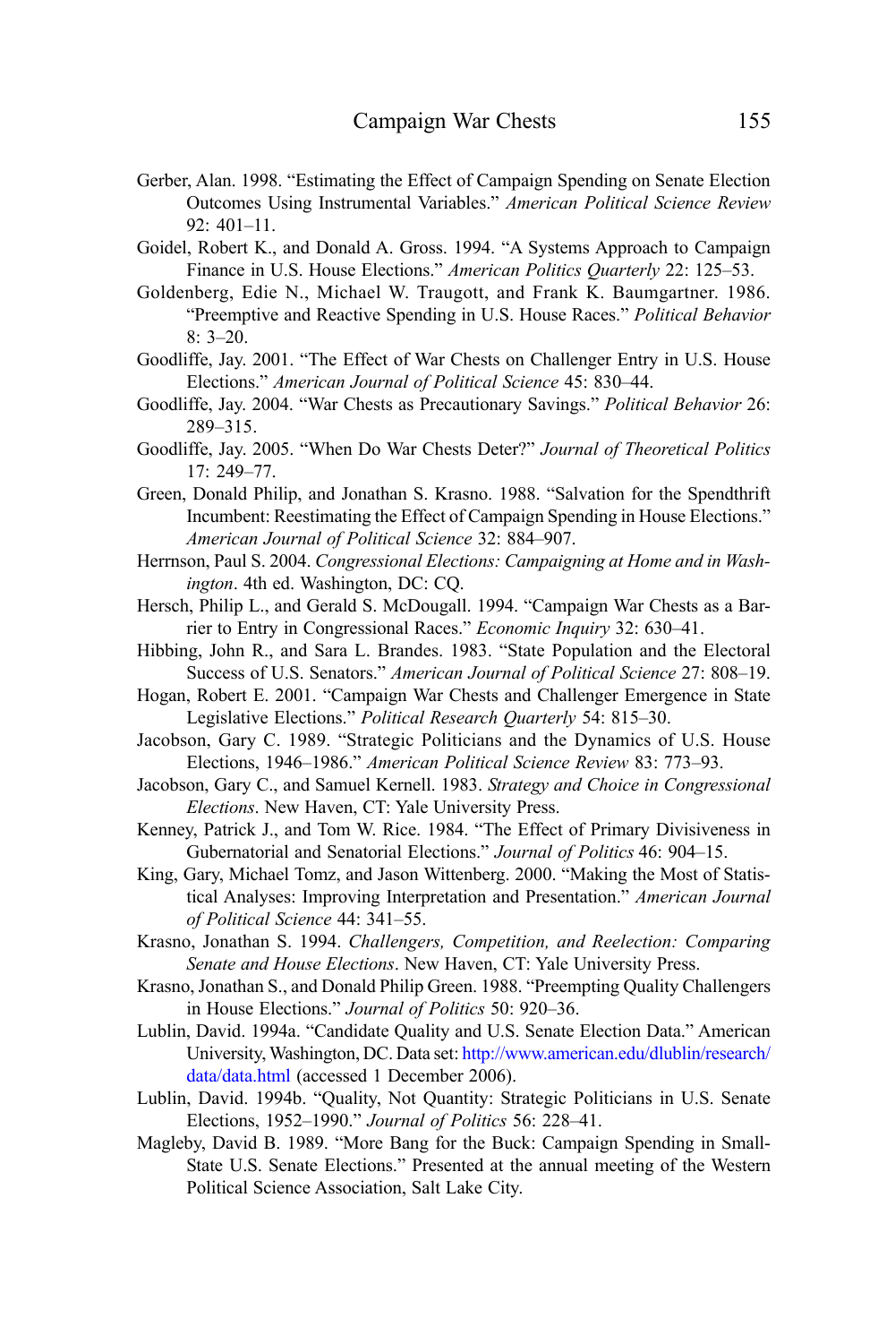Gerber, Alan. 1998. "Estimating the Effect of Campaign Spending on Senate Election Outcomes Using Instrumental Variables." *American Political Science Review* 92: 401–11.

Goidel, Robert K., and Donald A. Gross. 1994. "A Systems Approach to Campaign Finance in U.S. House Elections." *American Politics Quarterly* 22: 125–53.

Goldenberg, Edie N., Michael W. Traugott, and Frank K. Baumgartner. 1986. "Preemptive and Reactive Spending in U.S. House Races." *Political Behavior* 8: 3–20.

Goodliffe, Jay. 2001. "The Effect of War Chests on Challenger Entry in U.S. House Elections." *American Journal of Political Science* 45: 830–44.

Goodliffe, Jay. 2004. "War Chests as Precautionary Savings." *Political Behavior* 26: 289–315.

Goodliffe, Jay. 2005. "When Do War Chests Deter?" *Journal of Theoretical Politics* 17: 249–77.

Green, Donald Philip, and Jonathan S. Krasno. 1988. "Salvation for the Spendthrift Incumbent: Reestimating the Effect of Campaign Spending in House Elections." *American Journal of Political Science* 32: 884–907.

Herrnson, Paul S. 2004. *Congressional Elections: Campaigning at Home and in Washington*. 4th ed. Washington, DC: CQ.

Hersch, Philip L., and Gerald S. McDougall. 1994. "Campaign War Chests as a Barrier to Entry in Congressional Races." *Economic Inquiry* 32: 630–41.

Hibbing, John R., and Sara L. Brandes. 1983. "State Population and the Electoral Success of U.S. Senators." *American Journal of Political Science* 27: 808–19.

Hogan, Robert E. 2001. "Campaign War Chests and Challenger Emergence in State Legislative Elections." *Political Research Quarterly* 54: 815–30.

Jacobson, Gary C. 1989. "Strategic Politicians and the Dynamics of U.S. House Elections, 1946–1986." *American Political Science Review* 83: 773–93.

Jacobson, Gary C., and Samuel Kernell. 1983. *Strategy and Choice in Congressional Elections*. New Haven, CT: Yale University Press.

Kenney, Patrick J., and Tom W. Rice. 1984. "The Effect of Primary Divisiveness in Gubernatorial and Senatorial Elections." *Journal of Politics* 46: 904–15.

King, Gary, Michael Tomz, and Jason Wittenberg. 2000. "Making the Most of Statistical Analyses: Improving Interpretation and Presentation." *American Journal of Political Science* 44: 341–55.

Krasno, Jonathan S. 1994. *Challengers, Competition, and Reelection: Comparing Senate and House Elections*. New Haven, CT: Yale University Press.

Krasno, Jonathan S., and Donald Philip Green. 1988. "Preempting Quality Challengers in House Elections." *Journal of Politics* 50: 920–36.

Lublin, David. 1994a. "Candidate Quality and U.S. Senate Election Data." American University, Washington, DC. Data set: http://www.american.edu/dlublin/research/data/data.html (accessed 1 December 2006).

Lublin, David. 1994b. "Quality, Not Quantity: Strategic Politicians in U.S. Senate Elections, 1952–1990." *Journal of Politics* 56: 228–41.

Magleby, David B. 1989. "More Bang for the Buck: Campaign Spending in Small-State U.S. Senate Elections." Presented at the annual meeting of the Western Political Science Association, Salt Lake City.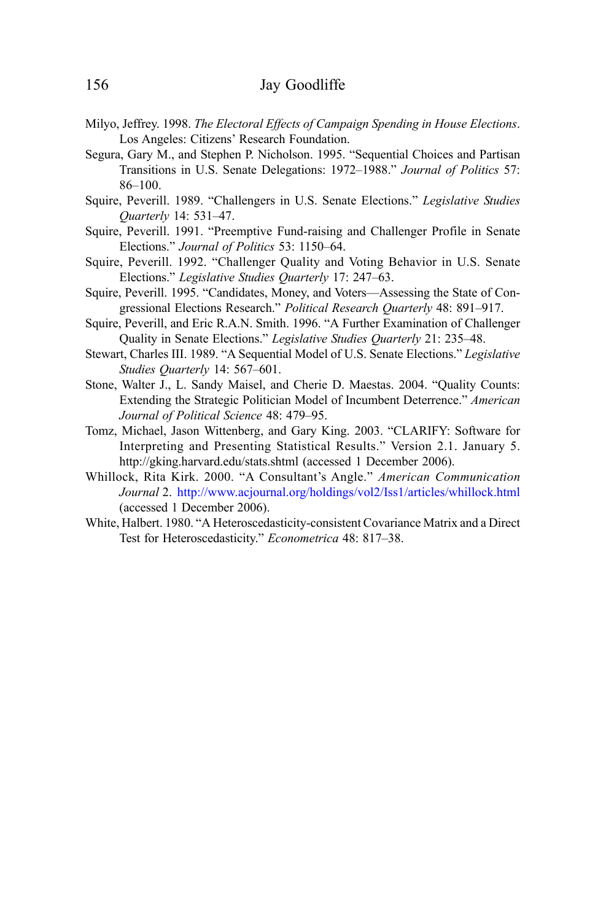Milyo, Jeffrey. 1998. *The Electoral Effects of Campaign Spending in House Elections*. Los Angeles: Citizens' Research Foundation.

Segura, Gary M., and Stephen P. Nicholson. 1995. "Sequential Choices and Partisan Transitions in U.S. Senate Delegations: 1972–1988." *Journal of Politics* 57: 86–100.

Squire, Peverill. 1989. "Challengers in U.S. Senate Elections." *Legislative Studies Quarterly* 14: 531–47.

Squire, Peverill. 1991. "Preemptive Fund-raising and Challenger Profile in Senate Elections." *Journal of Politics* 53: 1150–64.

Squire, Peverill. 1992. "Challenger Quality and Voting Behavior in U.S. Senate Elections." *Legislative Studies Quarterly* 17: 247–63.

Squire, Peverill. 1995. "Candidates, Money, and Voters—Assessing the State of Congressional Elections Research." *Political Research Quarterly* 48: 891–917.

Squire, Peverill, and Eric R.A.N. Smith. 1996. "A Further Examination of Challenger Quality in Senate Elections." *Legislative Studies Quarterly* 21: 235–48.

Stewart, Charles III. 1989. "A Sequential Model of U.S. Senate Elections." *Legislative Studies Quarterly* 14: 567–601.

Stone, Walter J., L. Sandy Maisel, and Cherie D. Maestas. 2004. "Quality Counts: Extending the Strategic Politician Model of Incumbent Deterrence." *American Journal of Political Science* 48: 479–95.

Tomz, Michael, Jason Wittenberg, and Gary King. 2003. "CLARIFY: Software for Interpreting and Presenting Statistical Results." Version 2.1. January 5. http://gking.harvard.edu/stats.shtml (accessed 1 December 2006).

Whillock, Rita Kirk. 2000. "A Consultant's Angle." *American Communication Journal* 2. http://www.acjournal.org/holdings/vol2/Iss1/articles/whillock.html (accessed 1 December 2006).

White, Halbert. 1980. "A Heteroscedasticity-consistent Covariance Matrix and a Direct Test for Heteroscedasticity." *Econometrica* 48: 817–38.